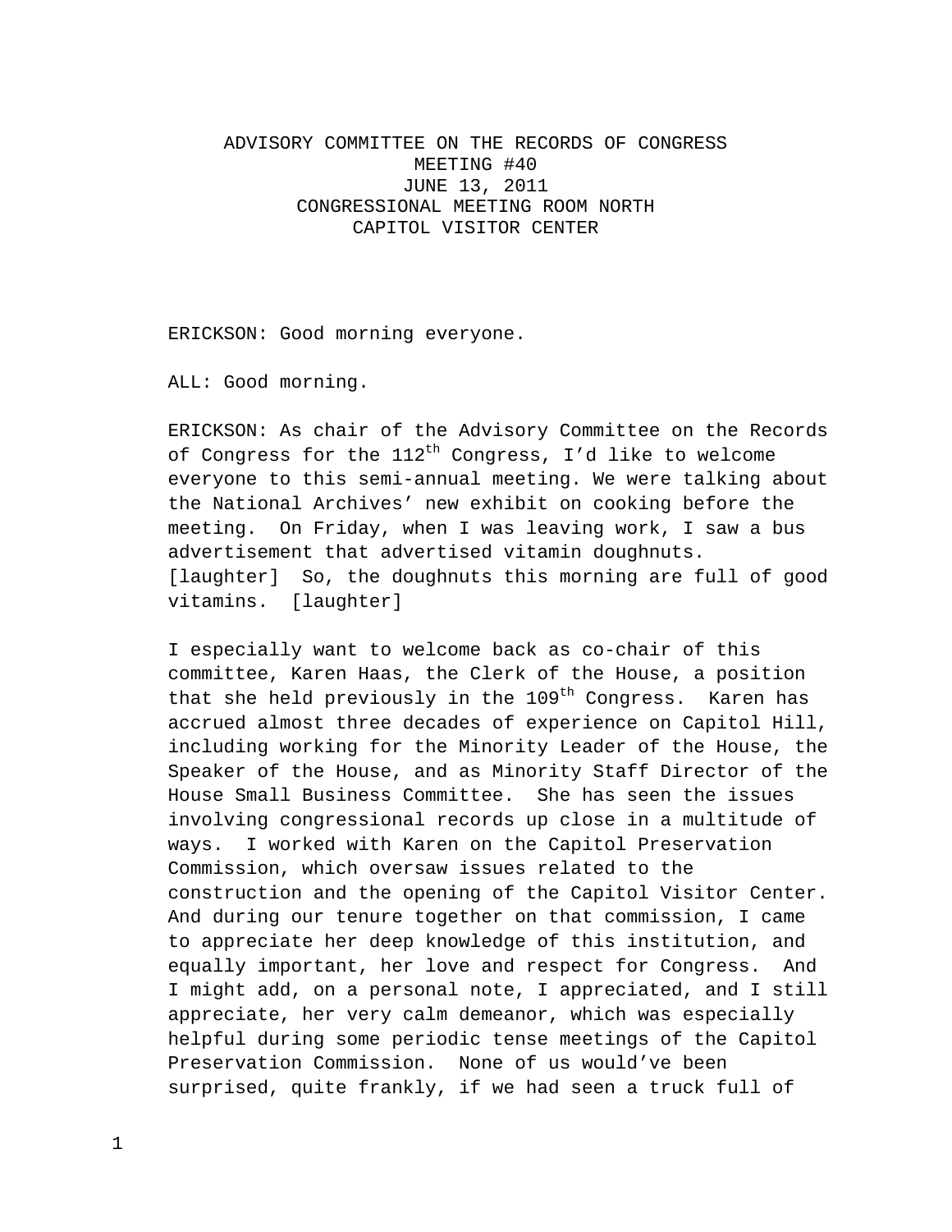# ADVISORY COMMITTEE ON THE RECORDS OF CONGRESS
## MEETING #40
## JUNE 13, 2011
## CONGRESSIONAL MEETING ROOM NORTH
## CAPITOL VISITOR CENTER

ERICKSON: Good morning everyone.

ALL: Good morning.

ERICKSON: As chair of the Advisory Committee on the Records of Congress for the 112th Congress, I'd like to welcome everyone to this semi-annual meeting. We were talking about the National Archives' new exhibit on cooking before the meeting. On Friday, when I was leaving work, I saw a bus advertisement that advertised vitamin doughnuts. [laughter] So, the doughnuts this morning are full of good vitamins. [laughter]

I especially want to welcome back as co-chair of this committee, Karen Haas, the Clerk of the House, a position that she held previously in the 109th Congress. Karen has accrued almost three decades of experience on Capitol Hill, including working for the Minority Leader of the House, the Speaker of the House, and as Minority Staff Director of the House Small Business Committee. She has seen the issues involving congressional records up close in a multitude of ways. I worked with Karen on the Capitol Preservation Commission, which oversaw issues related to the construction and the opening of the Capitol Visitor Center. And during our tenure together on that commission, I came to appreciate her deep knowledge of this institution, and equally important, her love and respect for Congress. And I might add, on a personal note, I appreciated, and I still appreciate, her very calm demeanor, which was especially helpful during some periodic tense meetings of the Capitol Preservation Commission. None of us would've been surprised, quite frankly, if we had seen a truck full of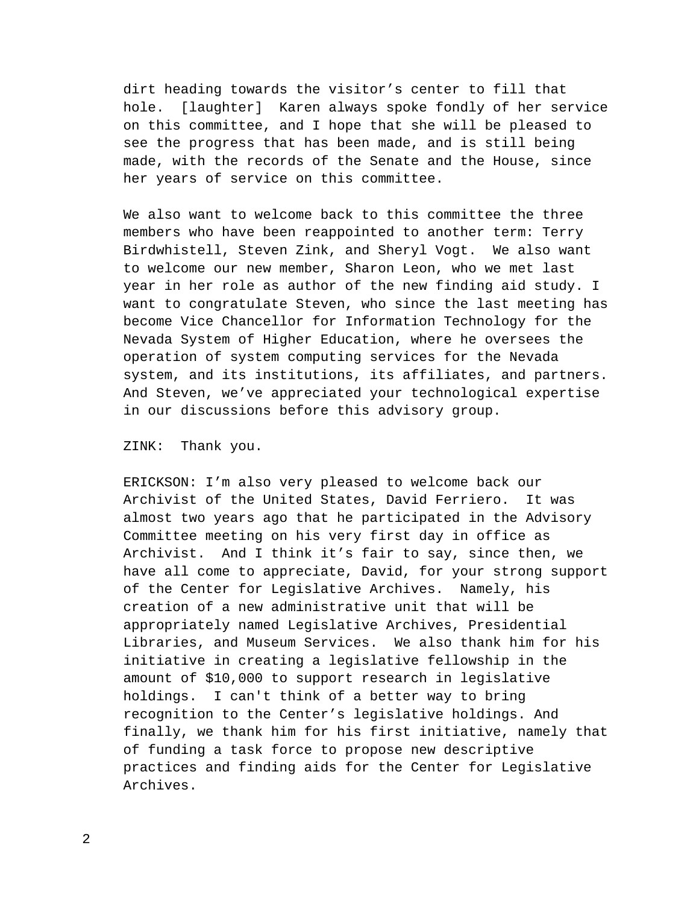dirt heading towards the visitor's center to fill that hole. [laughter] Karen always spoke fondly of her service on this committee, and I hope that she will be pleased to see the progress that has been made, and is still being made, with the records of the Senate and the House, since her years of service on this committee.

We also want to welcome back to this committee the three members who have been reappointed to another term: Terry Birdwhistell, Steven Zink, and Sheryl Vogt. We also want to welcome our new member, Sharon Leon, who we met last year in her role as author of the new finding aid study. I want to congratulate Steven, who since the last meeting has become Vice Chancellor for Information Technology for the Nevada System of Higher Education, where he oversees the operation of system computing services for the Nevada system, and its institutions, its affiliates, and partners. And Steven, we've appreciated your technological expertise in our discussions before this advisory group.

ZINK: Thank you.

ERICKSON: I'm also very pleased to welcome back our Archivist of the United States, David Ferriero. It was almost two years ago that he participated in the Advisory Committee meeting on his very first day in office as Archivist. And I think it's fair to say, since then, we have all come to appreciate, David, for your strong support of the Center for Legislative Archives. Namely, his creation of a new administrative unit that will be appropriately named Legislative Archives, Presidential Libraries, and Museum Services. We also thank him for his initiative in creating a legislative fellowship in the amount of $10,000 to support research in legislative holdings. I can't think of a better way to bring recognition to the Center's legislative holdings. And finally, we thank him for his first initiative, namely that of funding a task force to propose new descriptive practices and finding aids for the Center for Legislative Archives.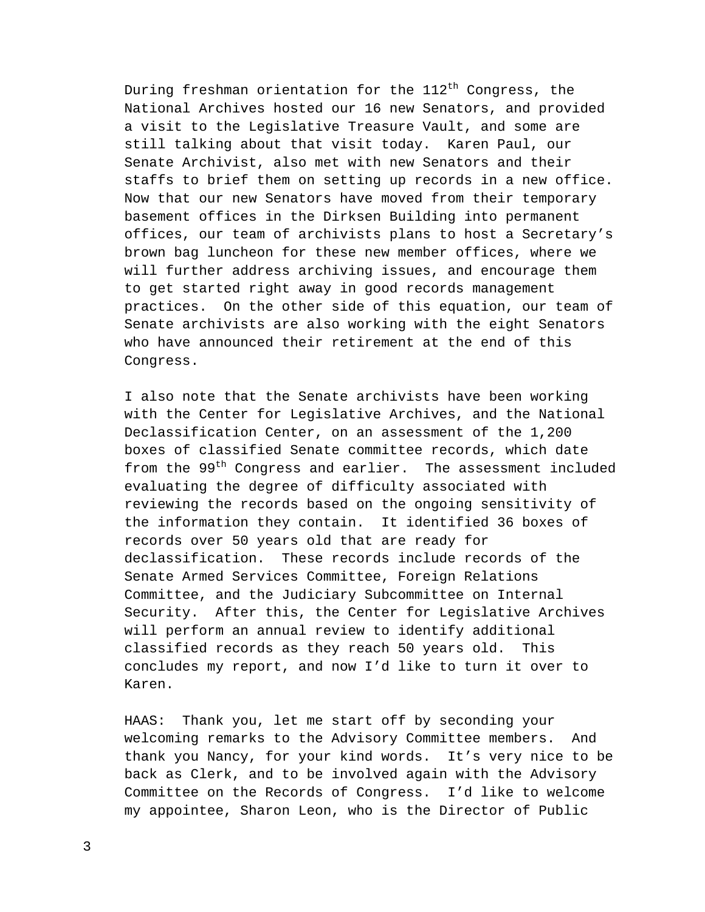During freshman orientation for the 112th Congress, the National Archives hosted our 16 new Senators, and provided a visit to the Legislative Treasure Vault, and some are still talking about that visit today. Karen Paul, our Senate Archivist, also met with new Senators and their staffs to brief them on setting up records in a new office. Now that our new Senators have moved from their temporary basement offices in the Dirksen Building into permanent offices, our team of archivists plans to host a Secretary's brown bag luncheon for these new member offices, where we will further address archiving issues, and encourage them to get started right away in good records management practices. On the other side of this equation, our team of Senate archivists are also working with the eight Senators who have announced their retirement at the end of this Congress.

I also note that the Senate archivists have been working with the Center for Legislative Archives, and the National Declassification Center, on an assessment of the 1,200 boxes of classified Senate committee records, which date from the 99th Congress and earlier. The assessment included evaluating the degree of difficulty associated with reviewing the records based on the ongoing sensitivity of the information they contain. It identified 36 boxes of records over 50 years old that are ready for declassification. These records include records of the Senate Armed Services Committee, Foreign Relations Committee, and the Judiciary Subcommittee on Internal Security. After this, the Center for Legislative Archives will perform an annual review to identify additional classified records as they reach 50 years old. This concludes my report, and now I'd like to turn it over to Karen.

HAAS: Thank you, let me start off by seconding your welcoming remarks to the Advisory Committee members. And thank you Nancy, for your kind words. It's very nice to be back as Clerk, and to be involved again with the Advisory Committee on the Records of Congress. I'd like to welcome my appointee, Sharon Leon, who is the Director of Public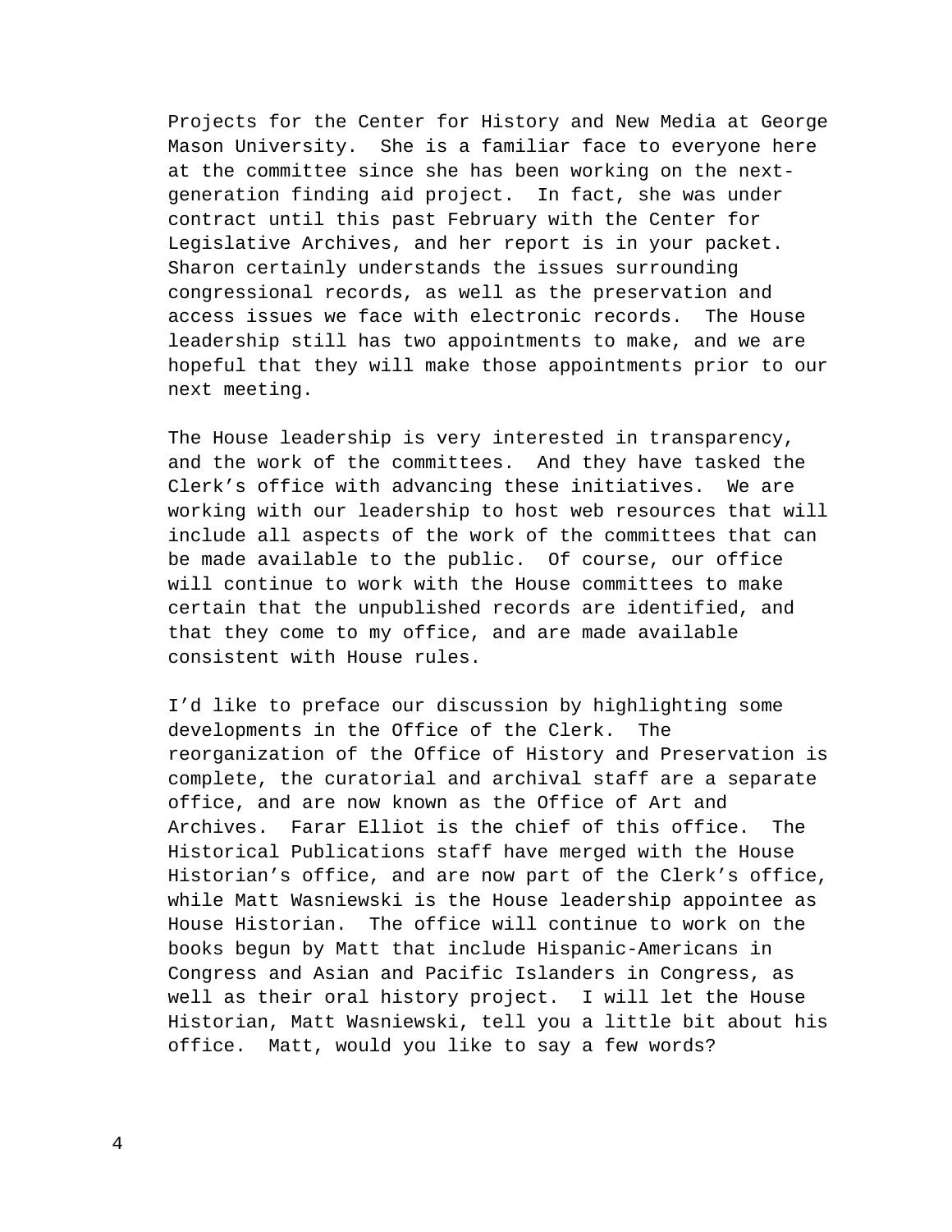Projects for the Center for History and New Media at George Mason University. She is a familiar face to everyone here at the committee since she has been working on the next-generation finding aid project. In fact, she was under contract until this past February with the Center for Legislative Archives, and her report is in your packet. Sharon certainly understands the issues surrounding congressional records, as well as the preservation and access issues we face with electronic records. The House leadership still has two appointments to make, and we are hopeful that they will make those appointments prior to our next meeting.

The House leadership is very interested in transparency, and the work of the committees. And they have tasked the Clerk's office with advancing these initiatives. We are working with our leadership to host web resources that will include all aspects of the work of the committees that can be made available to the public. Of course, our office will continue to work with the House committees to make certain that the unpublished records are identified, and that they come to my office, and are made available consistent with House rules.

I'd like to preface our discussion by highlighting some developments in the Office of the Clerk. The reorganization of the Office of History and Preservation is complete, the curatorial and archival staff are a separate office, and are now known as the Office of Art and Archives. Farar Elliot is the chief of this office. The Historical Publications staff have merged with the House Historian's office, and are now part of the Clerk's office, while Matt Wasniewski is the House leadership appointee as House Historian. The office will continue to work on the books begun by Matt that include Hispanic-Americans in Congress and Asian and Pacific Islanders in Congress, as well as their oral history project. I will let the House Historian, Matt Wasniewski, tell you a little bit about his office. Matt, would you like to say a few words?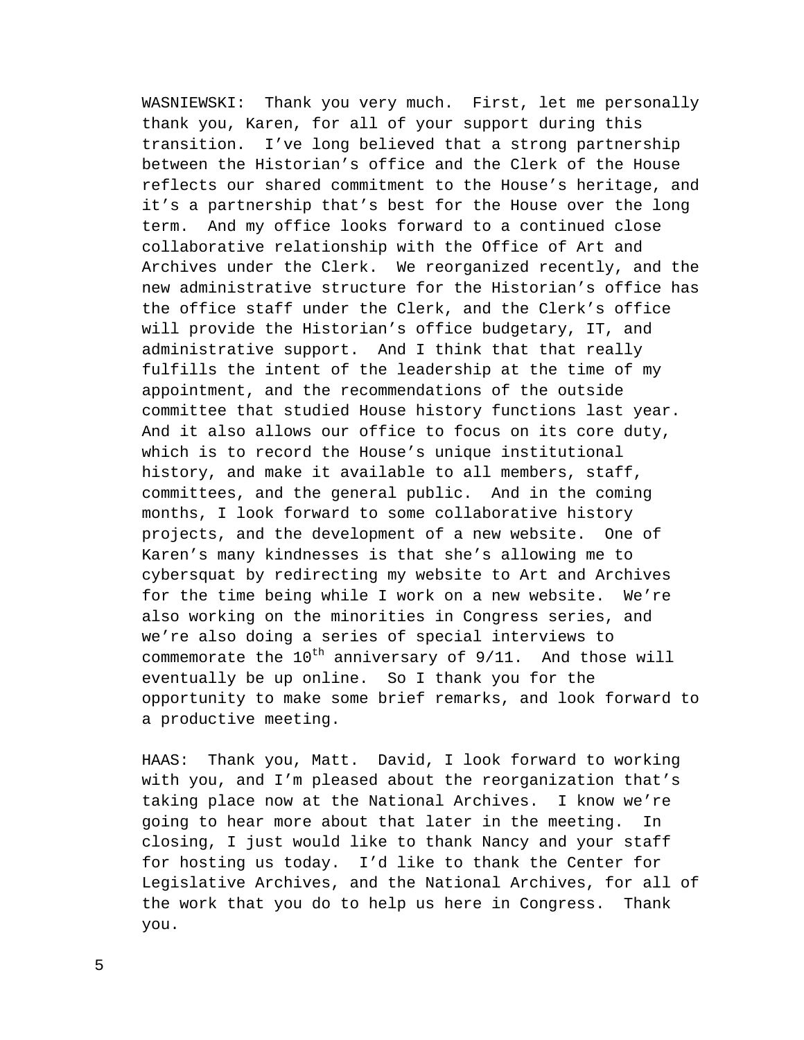WASNIEWSKI: Thank you very much. First, let me personally thank you, Karen, for all of your support during this transition. I've long believed that a strong partnership between the Historian's office and the Clerk of the House reflects our shared commitment to the House's heritage, and it's a partnership that's best for the House over the long term. And my office looks forward to a continued close collaborative relationship with the Office of Art and Archives under the Clerk. We reorganized recently, and the new administrative structure for the Historian's office has the office staff under the Clerk, and the Clerk's office will provide the Historian's office budgetary, IT, and administrative support. And I think that that really fulfills the intent of the leadership at the time of my appointment, and the recommendations of the outside committee that studied House history functions last year. And it also allows our office to focus on its core duty, which is to record the House's unique institutional history, and make it available to all members, staff, committees, and the general public. And in the coming months, I look forward to some collaborative history projects, and the development of a new website. One of Karen's many kindnesses is that she's allowing me to cybersquat by redirecting my website to Art and Archives for the time being while I work on a new website. We're also working on the minorities in Congress series, and we're also doing a series of special interviews to commemorate the 10th anniversary of 9/11. And those will eventually be up online. So I thank you for the opportunity to make some brief remarks, and look forward to a productive meeting.

HAAS: Thank you, Matt. David, I look forward to working with you, and I'm pleased about the reorganization that's taking place now at the National Archives. I know we're going to hear more about that later in the meeting. In closing, I just would like to thank Nancy and your staff for hosting us today. I'd like to thank the Center for Legislative Archives, and the National Archives, for all of the work that you do to help us here in Congress. Thank you.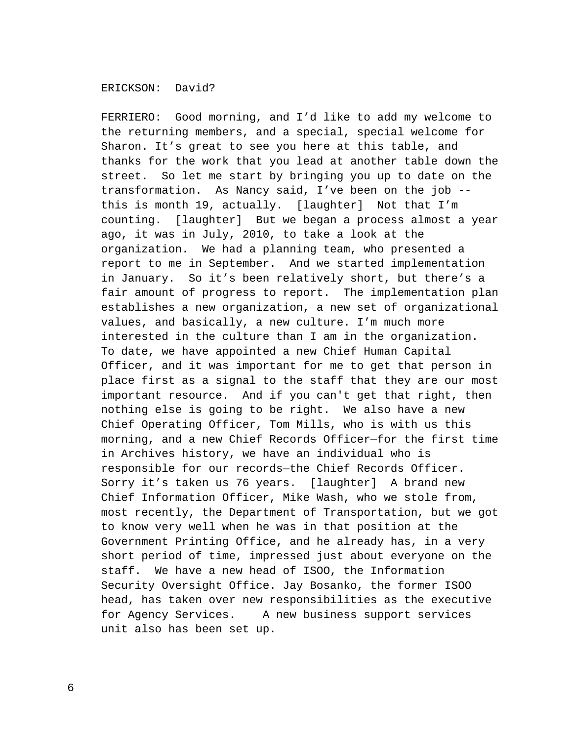ERICKSON: David?

FERRIERO: Good morning, and I'd like to add my welcome to the returning members, and a special, special welcome for Sharon. It's great to see you here at this table, and thanks for the work that you lead at another table down the street. So let me start by bringing you up to date on the transformation. As Nancy said, I've been on the job -- this is month 19, actually. [laughter] Not that I'm counting. [laughter] But we began a process almost a year ago, it was in July, 2010, to take a look at the organization. We had a planning team, who presented a report to me in September. And we started implementation in January. So it's been relatively short, but there's a fair amount of progress to report. The implementation plan establishes a new organization, a new set of organizational values, and basically, a new culture. I'm much more interested in the culture than I am in the organization. To date, we have appointed a new Chief Human Capital Officer, and it was important for me to get that person in place first as a signal to the staff that they are our most important resource. And if you can't get that right, then nothing else is going to be right. We also have a new Chief Operating Officer, Tom Mills, who is with us this morning, and a new Chief Records Officer—for the first time in Archives history, we have an individual who is responsible for our records—the Chief Records Officer. Sorry it's taken us 76 years. [laughter] A brand new Chief Information Officer, Mike Wash, who we stole from, most recently, the Department of Transportation, but we got to know very well when he was in that position at the Government Printing Office, and he already has, in a very short period of time, impressed just about everyone on the staff. We have a new head of ISOO, the Information Security Oversight Office. Jay Bosanko, the former ISOO head, has taken over new responsibilities as the executive for Agency Services. A new business support services unit also has been set up.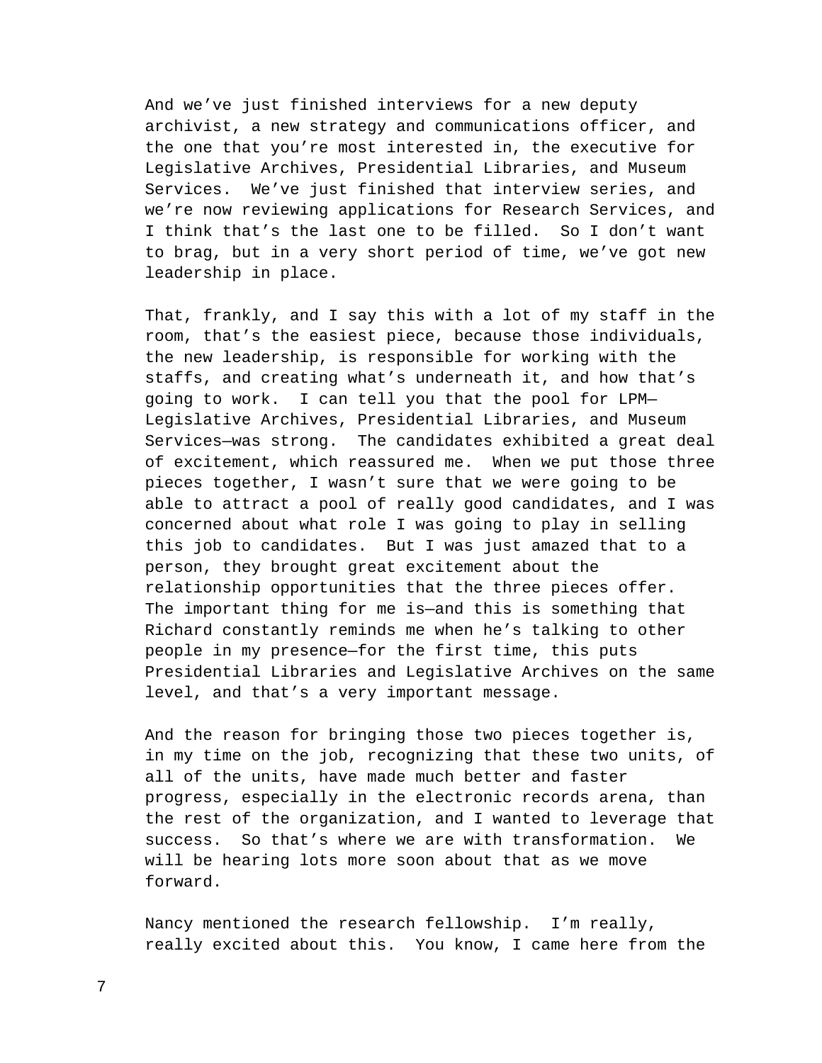And we've just finished interviews for a new deputy archivist, a new strategy and communications officer, and the one that you're most interested in, the executive for Legislative Archives, Presidential Libraries, and Museum Services. We've just finished that interview series, and we're now reviewing applications for Research Services, and I think that's the last one to be filled. So I don't want to brag, but in a very short period of time, we've got new leadership in place.

That, frankly, and I say this with a lot of my staff in the room, that's the easiest piece, because those individuals, the new leadership, is responsible for working with the staffs, and creating what's underneath it, and how that's going to work. I can tell you that the pool for LPM—Legislative Archives, Presidential Libraries, and Museum Services—was strong. The candidates exhibited a great deal of excitement, which reassured me. When we put those three pieces together, I wasn't sure that we were going to be able to attract a pool of really good candidates, and I was concerned about what role I was going to play in selling this job to candidates. But I was just amazed that to a person, they brought great excitement about the relationship opportunities that the three pieces offer. The important thing for me is—and this is something that Richard constantly reminds me when he's talking to other people in my presence—for the first time, this puts Presidential Libraries and Legislative Archives on the same level, and that's a very important message.

And the reason for bringing those two pieces together is, in my time on the job, recognizing that these two units, of all of the units, have made much better and faster progress, especially in the electronic records arena, than the rest of the organization, and I wanted to leverage that success. So that's where we are with transformation. We will be hearing lots more soon about that as we move forward.

Nancy mentioned the research fellowship. I'm really, really excited about this. You know, I came here from the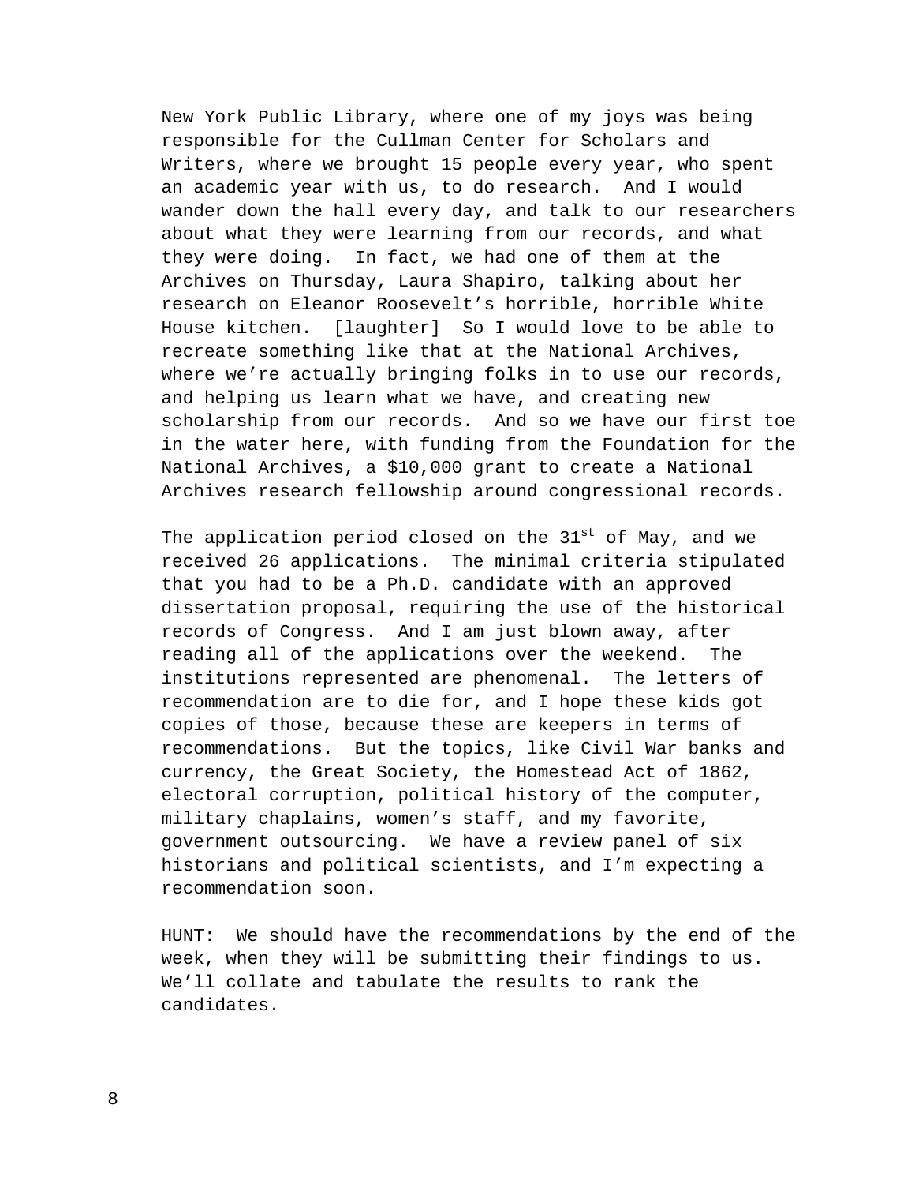New York Public Library, where one of my joys was being responsible for the Cullman Center for Scholars and Writers, where we brought 15 people every year, who spent an academic year with us, to do research. And I would wander down the hall every day, and talk to our researchers about what they were learning from our records, and what they were doing. In fact, we had one of them at the Archives on Thursday, Laura Shapiro, talking about her research on Eleanor Roosevelt's horrible, horrible White House kitchen. [laughter] So I would love to be able to recreate something like that at the National Archives, where we're actually bringing folks in to use our records, and helping us learn what we have, and creating new scholarship from our records. And so we have our first toe in the water here, with funding from the Foundation for the National Archives, a $10,000 grant to create a National Archives research fellowship around congressional records.

The application period closed on the 31st of May, and we received 26 applications. The minimal criteria stipulated that you had to be a Ph.D. candidate with an approved dissertation proposal, requiring the use of the historical records of Congress. And I am just blown away, after reading all of the applications over the weekend. The institutions represented are phenomenal. The letters of recommendation are to die for, and I hope these kids got copies of those, because these are keepers in terms of recommendations. But the topics, like Civil War banks and currency, the Great Society, the Homestead Act of 1862, electoral corruption, political history of the computer, military chaplains, women's staff, and my favorite, government outsourcing. We have a review panel of six historians and political scientists, and I'm expecting a recommendation soon.

HUNT: We should have the recommendations by the end of the week, when they will be submitting their findings to us. We'll collate and tabulate the results to rank the candidates.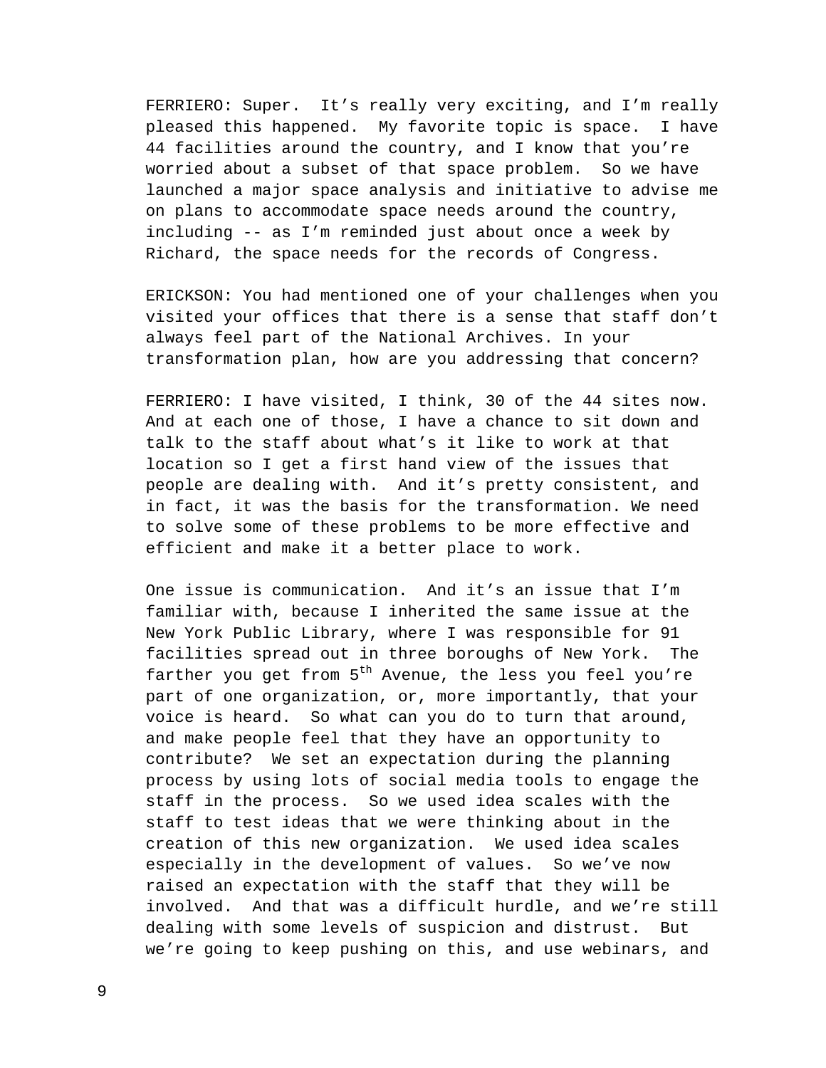FERRIERO: Super. It's really very exciting, and I'm really pleased this happened. My favorite topic is space. I have 44 facilities around the country, and I know that you're worried about a subset of that space problem. So we have launched a major space analysis and initiative to advise me on plans to accommodate space needs around the country, including -- as I'm reminded just about once a week by Richard, the space needs for the records of Congress.

ERICKSON: You had mentioned one of your challenges when you visited your offices that there is a sense that staff don't always feel part of the National Archives. In your transformation plan, how are you addressing that concern?

FERRIERO: I have visited, I think, 30 of the 44 sites now. And at each one of those, I have a chance to sit down and talk to the staff about what's it like to work at that location so I get a first hand view of the issues that people are dealing with. And it's pretty consistent, and in fact, it was the basis for the transformation. We need to solve some of these problems to be more effective and efficient and make it a better place to work.

One issue is communication. And it's an issue that I'm familiar with, because I inherited the same issue at the New York Public Library, where I was responsible for 91 facilities spread out in three boroughs of New York. The farther you get from 5th Avenue, the less you feel you're part of one organization, or, more importantly, that your voice is heard. So what can you do to turn that around, and make people feel that they have an opportunity to contribute? We set an expectation during the planning process by using lots of social media tools to engage the staff in the process. So we used idea scales with the staff to test ideas that we were thinking about in the creation of this new organization. We used idea scales especially in the development of values. So we've now raised an expectation with the staff that they will be involved. And that was a difficult hurdle, and we're still dealing with some levels of suspicion and distrust. But we're going to keep pushing on this, and use webinars, and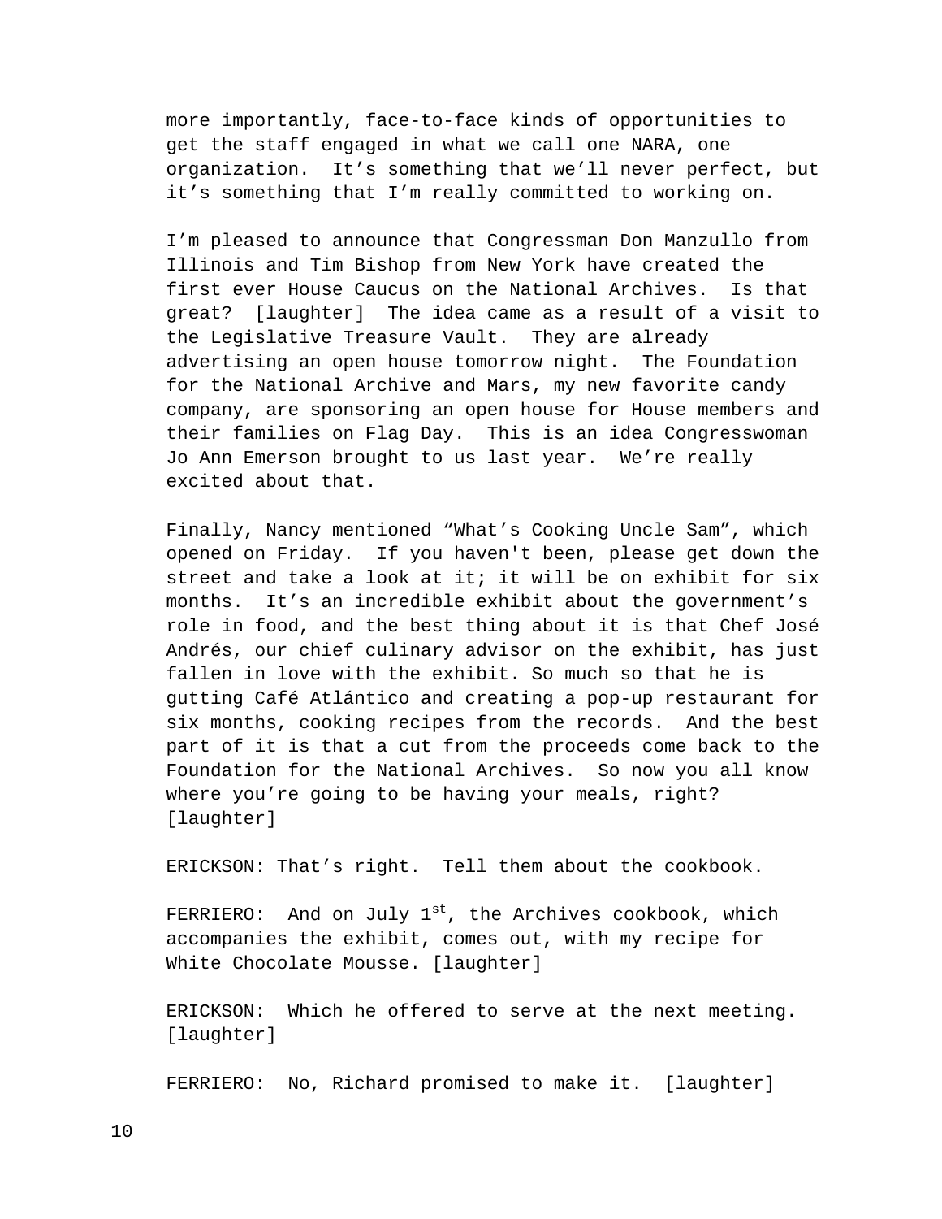more importantly, face-to-face kinds of opportunities to get the staff engaged in what we call one NARA, one organization. It's something that we'll never perfect, but it's something that I'm really committed to working on.

I'm pleased to announce that Congressman Don Manzullo from Illinois and Tim Bishop from New York have created the first ever House Caucus on the National Archives. Is that great? [laughter] The idea came as a result of a visit to the Legislative Treasure Vault. They are already advertising an open house tomorrow night. The Foundation for the National Archive and Mars, my new favorite candy company, are sponsoring an open house for House members and their families on Flag Day. This is an idea Congresswoman Jo Ann Emerson brought to us last year. We're really excited about that.

Finally, Nancy mentioned "What's Cooking Uncle Sam", which opened on Friday. If you haven't been, please get down the street and take a look at it; it will be on exhibit for six months. It's an incredible exhibit about the government's role in food, and the best thing about it is that Chef José Andrés, our chief culinary advisor on the exhibit, has just fallen in love with the exhibit. So much so that he is gutting Café Atlántico and creating a pop-up restaurant for six months, cooking recipes from the records. And the best part of it is that a cut from the proceeds come back to the Foundation for the National Archives. So now you all know where you're going to be having your meals, right? [laughter]

ERICKSON: That's right. Tell them about the cookbook.

FERRIERO: And on July 1st, the Archives cookbook, which accompanies the exhibit, comes out, with my recipe for White Chocolate Mousse. [laughter]

ERICKSON: Which he offered to serve at the next meeting. [laughter]

FERRIERO: No, Richard promised to make it. [laughter]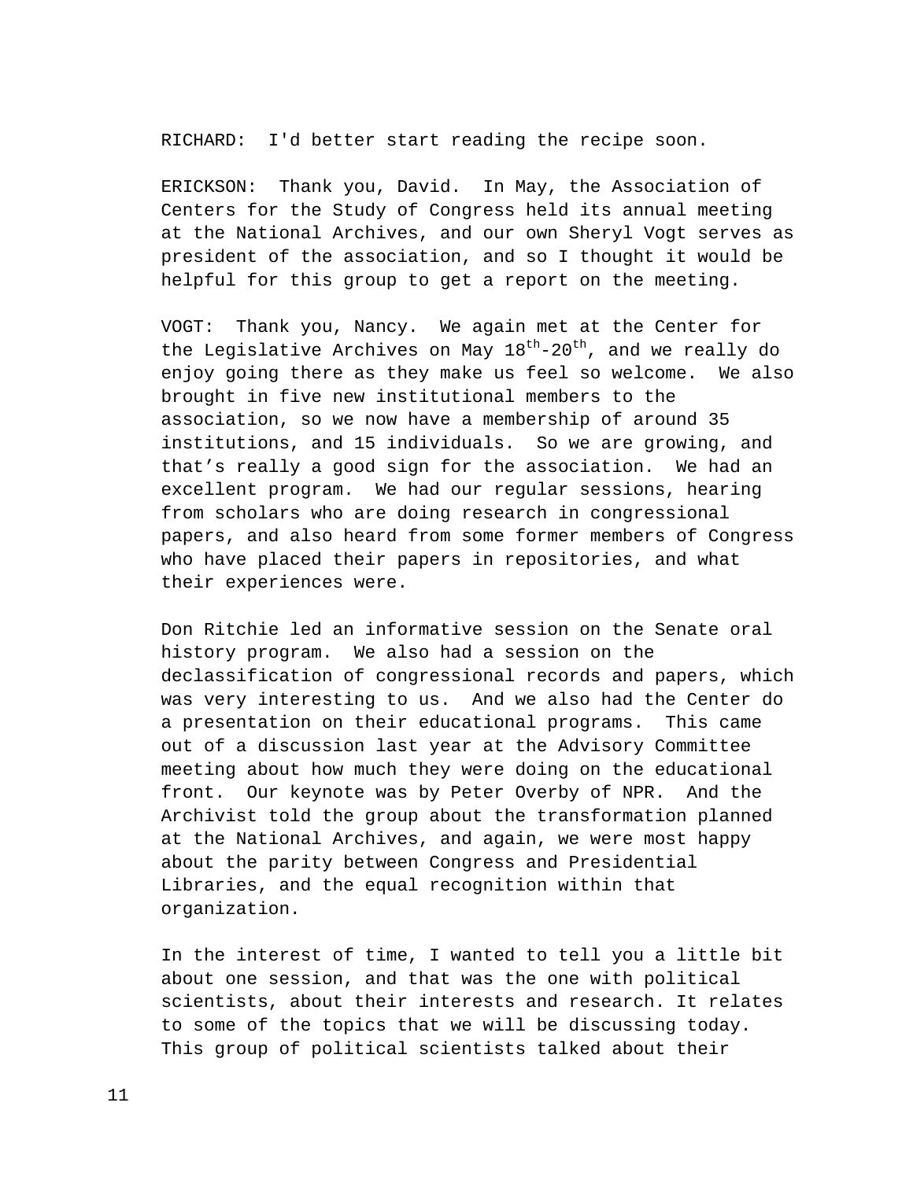RICHARD:  I'd better start reading the recipe soon.

ERICKSON:  Thank you, David.  In May, the Association of Centers for the Study of Congress held its annual meeting at the National Archives, and our own Sheryl Vogt serves as president of the association, and so I thought it would be helpful for this group to get a report on the meeting.

VOGT:  Thank you, Nancy.  We again met at the Center for the Legislative Archives on May 18th-20th, and we really do enjoy going there as they make us feel so welcome.  We also brought in five new institutional members to the association, so we now have a membership of around 35 institutions, and 15 individuals.  So we are growing, and that's really a good sign for the association.  We had an excellent program.  We had our regular sessions, hearing from scholars who are doing research in congressional papers, and also heard from some former members of Congress who have placed their papers in repositories, and what their experiences were.

Don Ritchie led an informative session on the Senate oral history program.  We also had a session on the declassification of congressional records and papers, which was very interesting to us.  And we also had the Center do a presentation on their educational programs.  This came out of a discussion last year at the Advisory Committee meeting about how much they were doing on the educational front.  Our keynote was by Peter Overby of NPR.  And the Archivist told the group about the transformation planned at the National Archives, and again, we were most happy about the parity between Congress and Presidential Libraries, and the equal recognition within that organization.

In the interest of time, I wanted to tell you a little bit about one session, and that was the one with political scientists, about their interests and research. It relates to some of the topics that we will be discussing today. This group of political scientists talked about their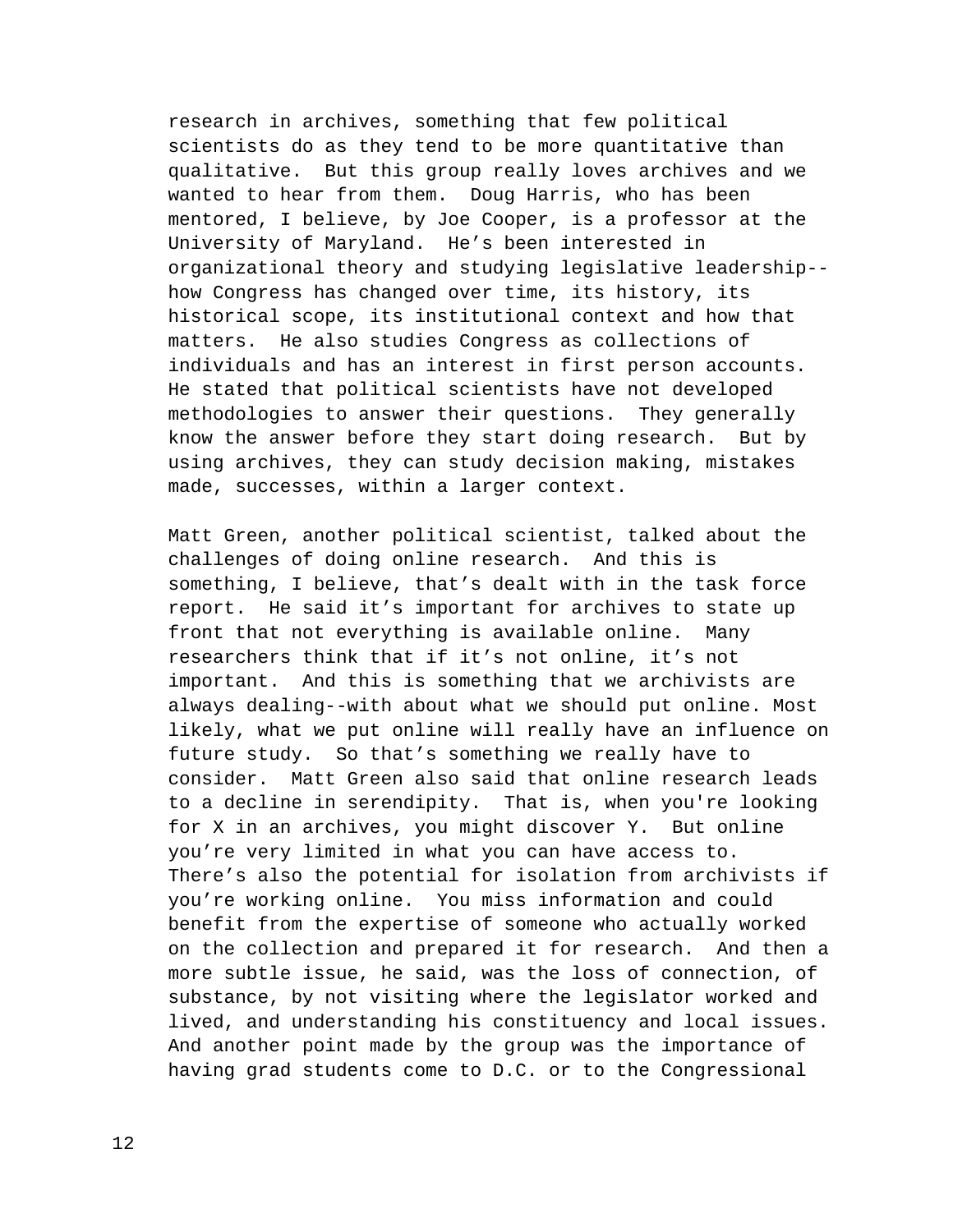research in archives, something that few political scientists do as they tend to be more quantitative than qualitative. But this group really loves archives and we wanted to hear from them. Doug Harris, who has been mentored, I believe, by Joe Cooper, is a professor at the University of Maryland. He's been interested in organizational theory and studying legislative leadership--how Congress has changed over time, its history, its historical scope, its institutional context and how that matters. He also studies Congress as collections of individuals and has an interest in first person accounts. He stated that political scientists have not developed methodologies to answer their questions. They generally know the answer before they start doing research. But by using archives, they can study decision making, mistakes made, successes, within a larger context.

Matt Green, another political scientist, talked about the challenges of doing online research. And this is something, I believe, that's dealt with in the task force report. He said it's important for archives to state up front that not everything is available online. Many researchers think that if it's not online, it's not important. And this is something that we archivists are always dealing--with about what we should put online. Most likely, what we put online will really have an influence on future study. So that's something we really have to consider. Matt Green also said that online research leads to a decline in serendipity. That is, when you're looking for X in an archives, you might discover Y. But online you're very limited in what you can have access to. There's also the potential for isolation from archivists if you're working online. You miss information and could benefit from the expertise of someone who actually worked on the collection and prepared it for research. And then a more subtle issue, he said, was the loss of connection, of substance, by not visiting where the legislator worked and lived, and understanding his constituency and local issues. And another point made by the group was the importance of having grad students come to D.C. or to the Congressional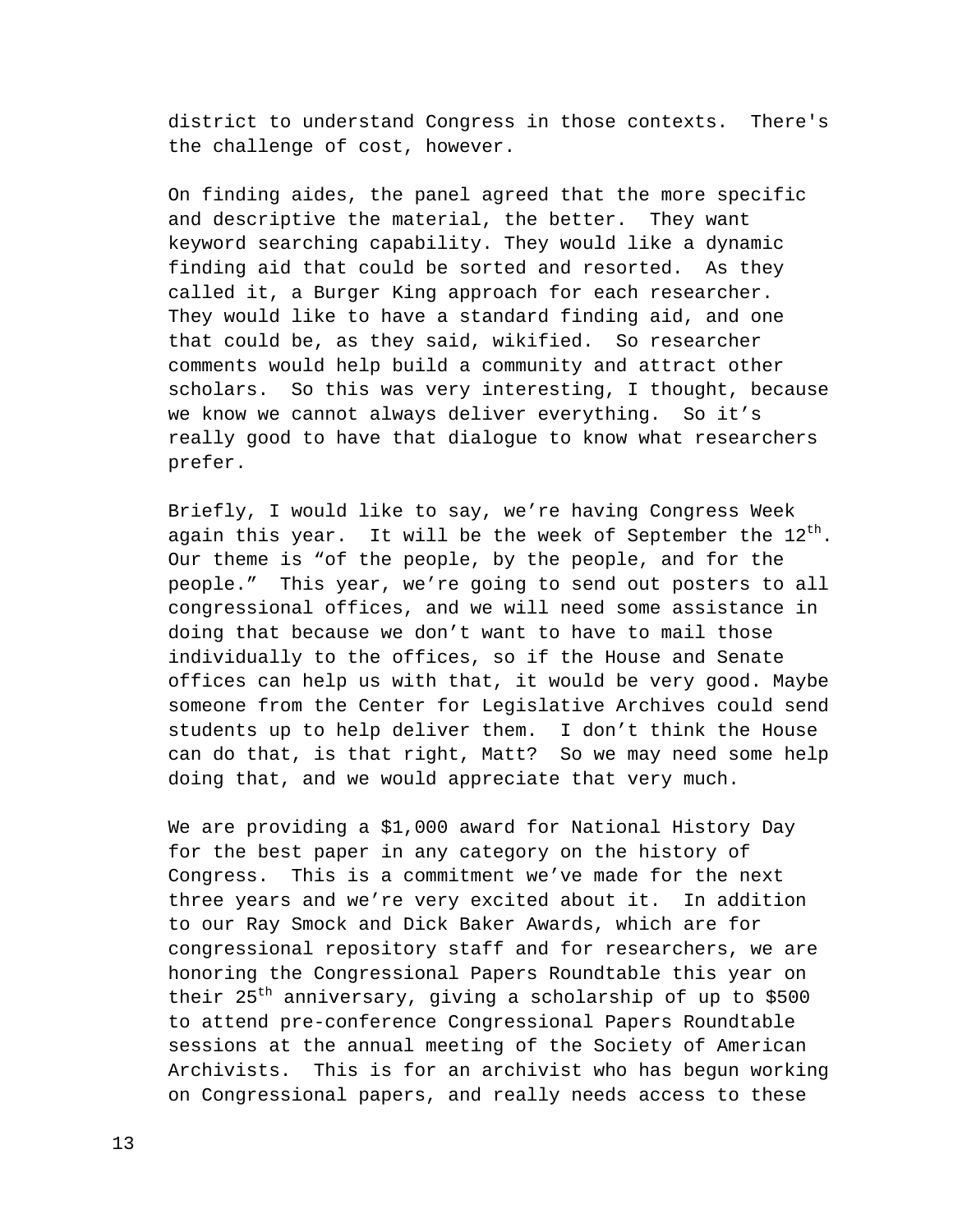district to understand Congress in those contexts. There's the challenge of cost, however.

On finding aides, the panel agreed that the more specific and descriptive the material, the better. They want keyword searching capability. They would like a dynamic finding aid that could be sorted and resorted. As they called it, a Burger King approach for each researcher. They would like to have a standard finding aid, and one that could be, as they said, wikified. So researcher comments would help build a community and attract other scholars. So this was very interesting, I thought, because we know we cannot always deliver everything. So it's really good to have that dialogue to know what researchers prefer.

Briefly, I would like to say, we're having Congress Week again this year. It will be the week of September the 12th. Our theme is "of the people, by the people, and for the people." This year, we're going to send out posters to all congressional offices, and we will need some assistance in doing that because we don't want to have to mail those individually to the offices, so if the House and Senate offices can help us with that, it would be very good. Maybe someone from the Center for Legislative Archives could send students up to help deliver them. I don't think the House can do that, is that right, Matt? So we may need some help doing that, and we would appreciate that very much.

We are providing a $1,000 award for National History Day for the best paper in any category on the history of Congress. This is a commitment we've made for the next three years and we're very excited about it. In addition to our Ray Smock and Dick Baker Awards, which are for congressional repository staff and for researchers, we are honoring the Congressional Papers Roundtable this year on their 25th anniversary, giving a scholarship of up to $500 to attend pre-conference Congressional Papers Roundtable sessions at the annual meeting of the Society of American Archivists. This is for an archivist who has begun working on Congressional papers, and really needs access to these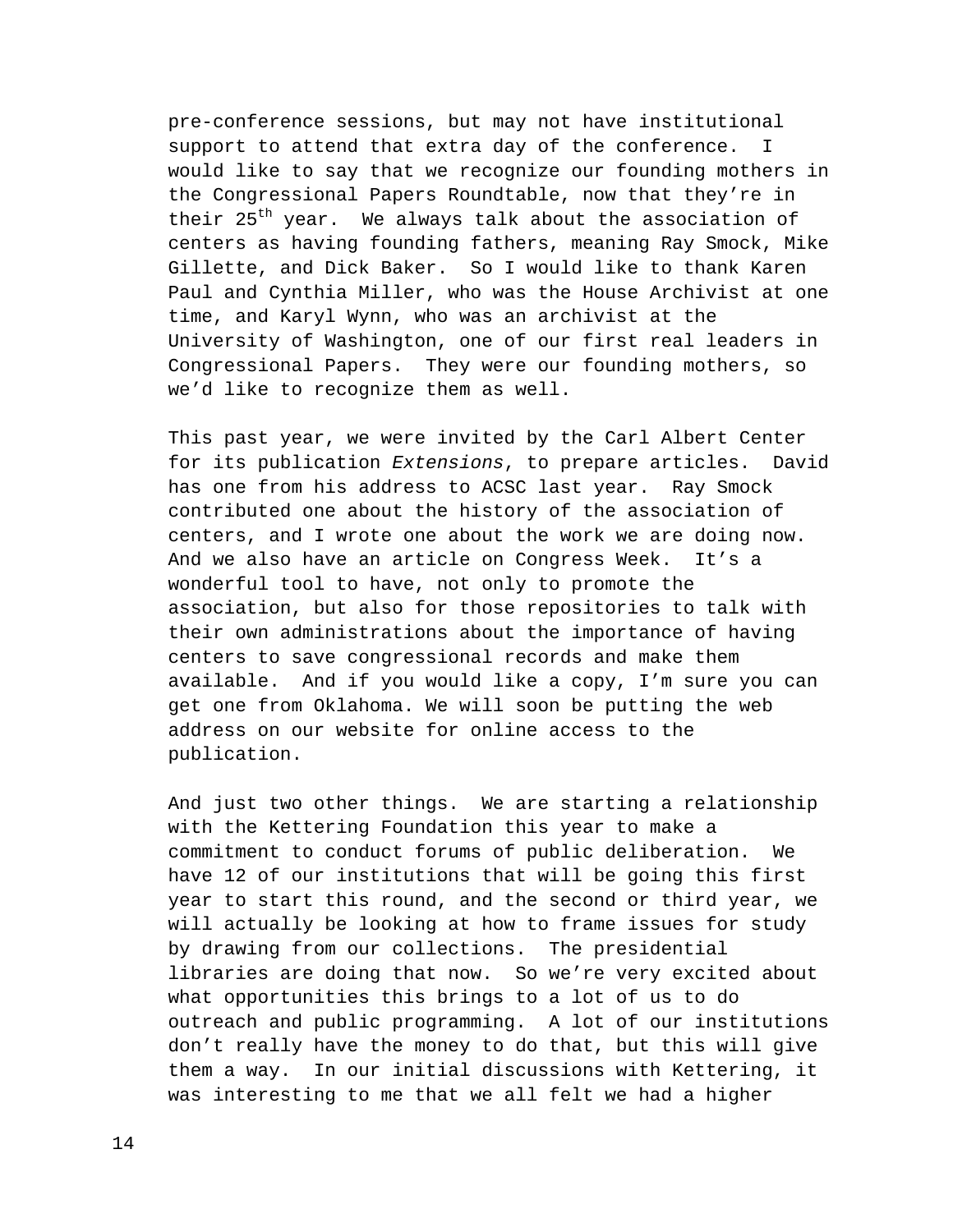pre-conference sessions, but may not have institutional support to attend that extra day of the conference. I would like to say that we recognize our founding mothers in the Congressional Papers Roundtable, now that they're in their 25th year. We always talk about the association of centers as having founding fathers, meaning Ray Smock, Mike Gillette, and Dick Baker. So I would like to thank Karen Paul and Cynthia Miller, who was the House Archivist at one time, and Karyl Wynn, who was an archivist at the University of Washington, one of our first real leaders in Congressional Papers. They were our founding mothers, so we'd like to recognize them as well.

This past year, we were invited by the Carl Albert Center for its publication *Extensions*, to prepare articles. David has one from his address to ACSC last year. Ray Smock contributed one about the history of the association of centers, and I wrote one about the work we are doing now. And we also have an article on Congress Week. It's a wonderful tool to have, not only to promote the association, but also for those repositories to talk with their own administrations about the importance of having centers to save congressional records and make them available. And if you would like a copy, I'm sure you can get one from Oklahoma. We will soon be putting the web address on our website for online access to the publication.

And just two other things. We are starting a relationship with the Kettering Foundation this year to make a commitment to conduct forums of public deliberation. We have 12 of our institutions that will be going this first year to start this round, and the second or third year, we will actually be looking at how to frame issues for study by drawing from our collections. The presidential libraries are doing that now. So we're very excited about what opportunities this brings to a lot of us to do outreach and public programming. A lot of our institutions don't really have the money to do that, but this will give them a way. In our initial discussions with Kettering, it was interesting to me that we all felt we had a higher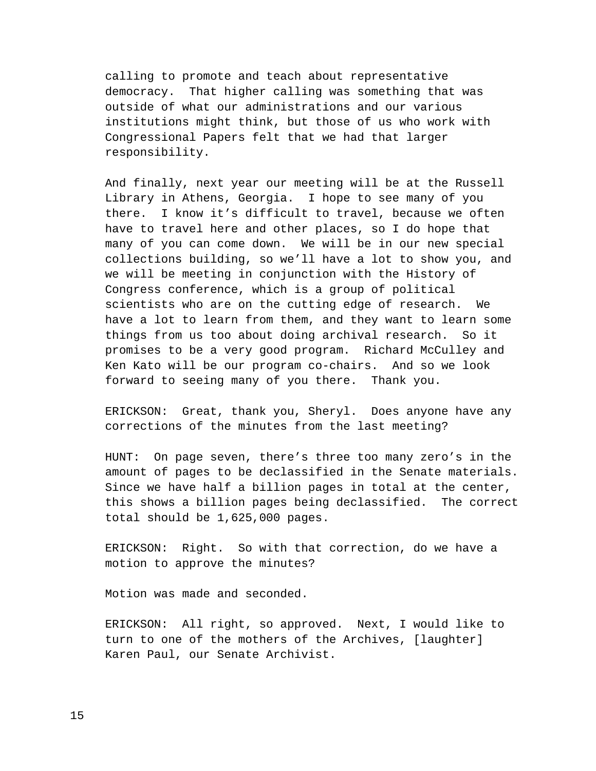calling to promote and teach about representative democracy. That higher calling was something that was outside of what our administrations and our various institutions might think, but those of us who work with Congressional Papers felt that we had that larger responsibility.

And finally, next year our meeting will be at the Russell Library in Athens, Georgia. I hope to see many of you there. I know it's difficult to travel, because we often have to travel here and other places, so I do hope that many of you can come down. We will be in our new special collections building, so we'll have a lot to show you, and we will be meeting in conjunction with the History of Congress conference, which is a group of political scientists who are on the cutting edge of research. We have a lot to learn from them, and they want to learn some things from us too about doing archival research. So it promises to be a very good program. Richard McCulley and Ken Kato will be our program co-chairs. And so we look forward to seeing many of you there. Thank you.

ERICKSON: Great, thank you, Sheryl. Does anyone have any corrections of the minutes from the last meeting?

HUNT: On page seven, there's three too many zero's in the amount of pages to be declassified in the Senate materials. Since we have half a billion pages in total at the center, this shows a billion pages being declassified. The correct total should be 1,625,000 pages.

ERICKSON: Right. So with that correction, do we have a motion to approve the minutes?

Motion was made and seconded.

ERICKSON: All right, so approved. Next, I would like to turn to one of the mothers of the Archives, [laughter] Karen Paul, our Senate Archivist.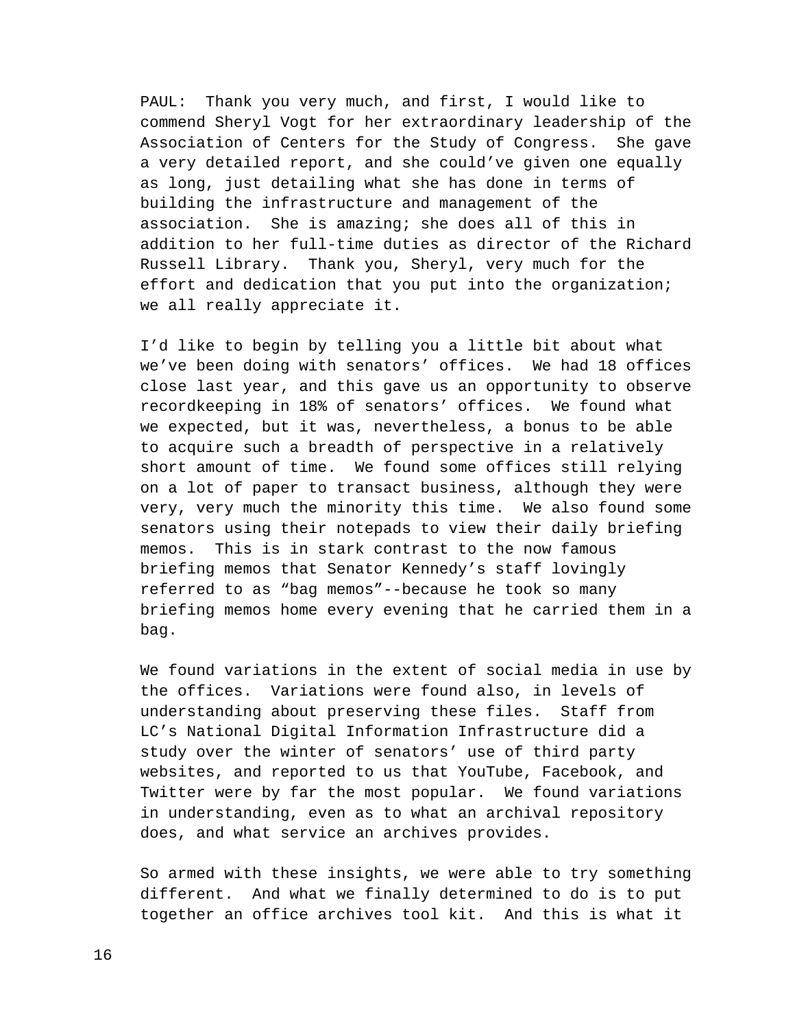PAUL: Thank you very much, and first, I would like to commend Sheryl Vogt for her extraordinary leadership of the Association of Centers for the Study of Congress. She gave a very detailed report, and she could've given one equally as long, just detailing what she has done in terms of building the infrastructure and management of the association. She is amazing; she does all of this in addition to her full-time duties as director of the Richard Russell Library. Thank you, Sheryl, very much for the effort and dedication that you put into the organization; we all really appreciate it.

I'd like to begin by telling you a little bit about what we've been doing with senators' offices. We had 18 offices close last year, and this gave us an opportunity to observe recordkeeping in 18% of senators' offices. We found what we expected, but it was, nevertheless, a bonus to be able to acquire such a breadth of perspective in a relatively short amount of time. We found some offices still relying on a lot of paper to transact business, although they were very, very much the minority this time. We also found some senators using their notepads to view their daily briefing memos. This is in stark contrast to the now famous briefing memos that Senator Kennedy's staff lovingly referred to as "bag memos"--because he took so many briefing memos home every evening that he carried them in a bag.

We found variations in the extent of social media in use by the offices. Variations were found also, in levels of understanding about preserving these files. Staff from LC's National Digital Information Infrastructure did a study over the winter of senators' use of third party websites, and reported to us that YouTube, Facebook, and Twitter were by far the most popular. We found variations in understanding, even as to what an archival repository does, and what service an archives provides.

So armed with these insights, we were able to try something different. And what we finally determined to do is to put together an office archives tool kit. And this is what it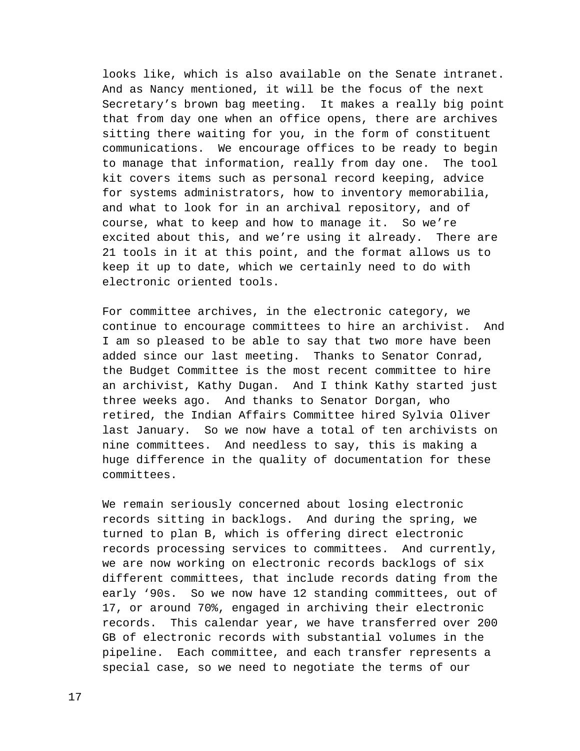looks like, which is also available on the Senate intranet. And as Nancy mentioned, it will be the focus of the next Secretary's brown bag meeting. It makes a really big point that from day one when an office opens, there are archives sitting there waiting for you, in the form of constituent communications. We encourage offices to be ready to begin to manage that information, really from day one. The tool kit covers items such as personal record keeping, advice for systems administrators, how to inventory memorabilia, and what to look for in an archival repository, and of course, what to keep and how to manage it. So we're excited about this, and we're using it already. There are 21 tools in it at this point, and the format allows us to keep it up to date, which we certainly need to do with electronic oriented tools.

For committee archives, in the electronic category, we continue to encourage committees to hire an archivist. And I am so pleased to be able to say that two more have been added since our last meeting. Thanks to Senator Conrad, the Budget Committee is the most recent committee to hire an archivist, Kathy Dugan. And I think Kathy started just three weeks ago. And thanks to Senator Dorgan, who retired, the Indian Affairs Committee hired Sylvia Oliver last January. So we now have a total of ten archivists on nine committees. And needless to say, this is making a huge difference in the quality of documentation for these committees.

We remain seriously concerned about losing electronic records sitting in backlogs. And during the spring, we turned to plan B, which is offering direct electronic records processing services to committees. And currently, we are now working on electronic records backlogs of six different committees, that include records dating from the early '90s. So we now have 12 standing committees, out of 17, or around 70%, engaged in archiving their electronic records. This calendar year, we have transferred over 200 GB of electronic records with substantial volumes in the pipeline. Each committee, and each transfer represents a special case, so we need to negotiate the terms of our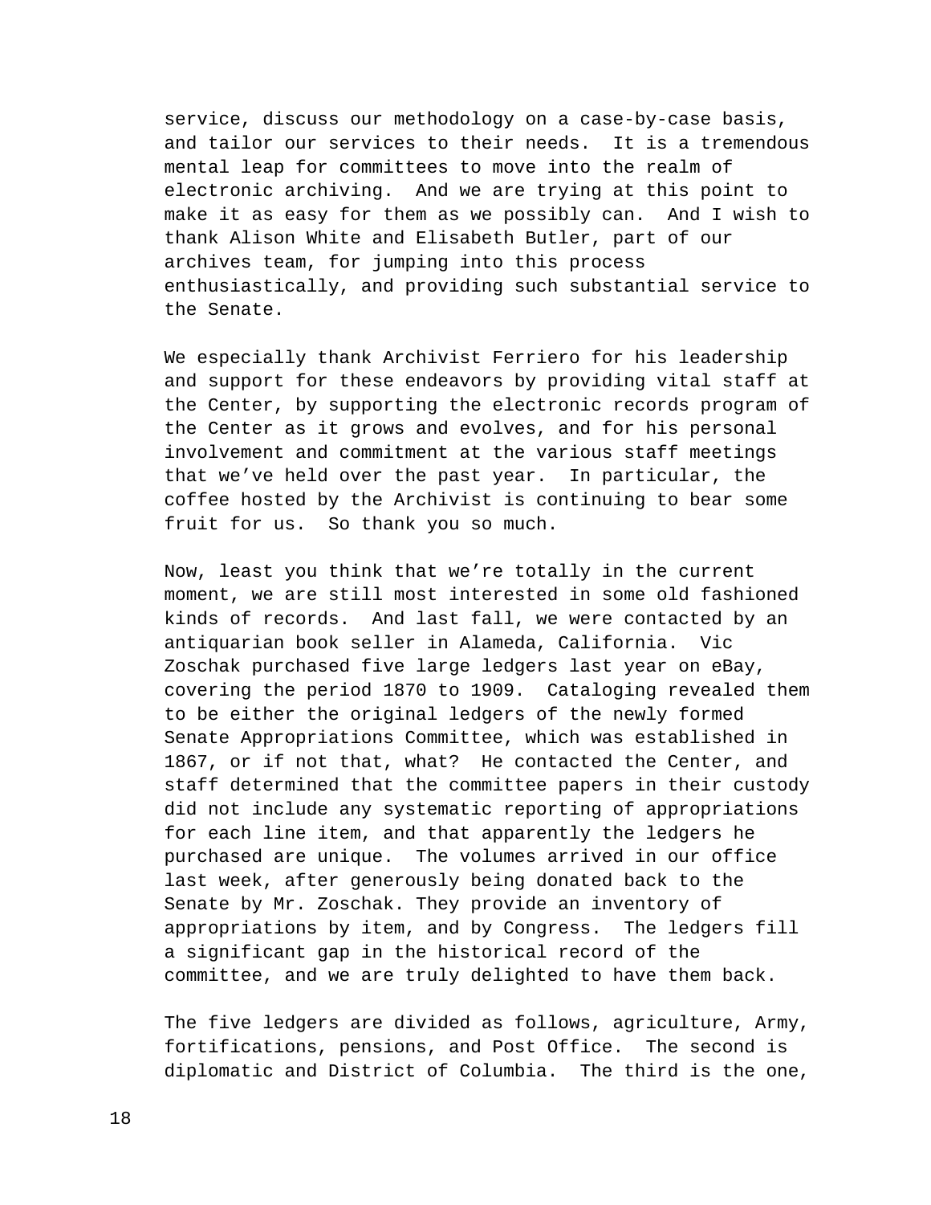service, discuss our methodology on a case-by-case basis, and tailor our services to their needs. It is a tremendous mental leap for committees to move into the realm of electronic archiving. And we are trying at this point to make it as easy for them as we possibly can. And I wish to thank Alison White and Elisabeth Butler, part of our archives team, for jumping into this process enthusiastically, and providing such substantial service to the Senate.

We especially thank Archivist Ferriero for his leadership and support for these endeavors by providing vital staff at the Center, by supporting the electronic records program of the Center as it grows and evolves, and for his personal involvement and commitment at the various staff meetings that we've held over the past year. In particular, the coffee hosted by the Archivist is continuing to bear some fruit for us. So thank you so much.

Now, least you think that we're totally in the current moment, we are still most interested in some old fashioned kinds of records. And last fall, we were contacted by an antiquarian book seller in Alameda, California. Vic Zoschak purchased five large ledgers last year on eBay, covering the period 1870 to 1909. Cataloging revealed them to be either the original ledgers of the newly formed Senate Appropriations Committee, which was established in 1867, or if not that, what? He contacted the Center, and staff determined that the committee papers in their custody did not include any systematic reporting of appropriations for each line item, and that apparently the ledgers he purchased are unique. The volumes arrived in our office last week, after generously being donated back to the Senate by Mr. Zoschak. They provide an inventory of appropriations by item, and by Congress. The ledgers fill a significant gap in the historical record of the committee, and we are truly delighted to have them back.

The five ledgers are divided as follows, agriculture, Army, fortifications, pensions, and Post Office. The second is diplomatic and District of Columbia. The third is the one,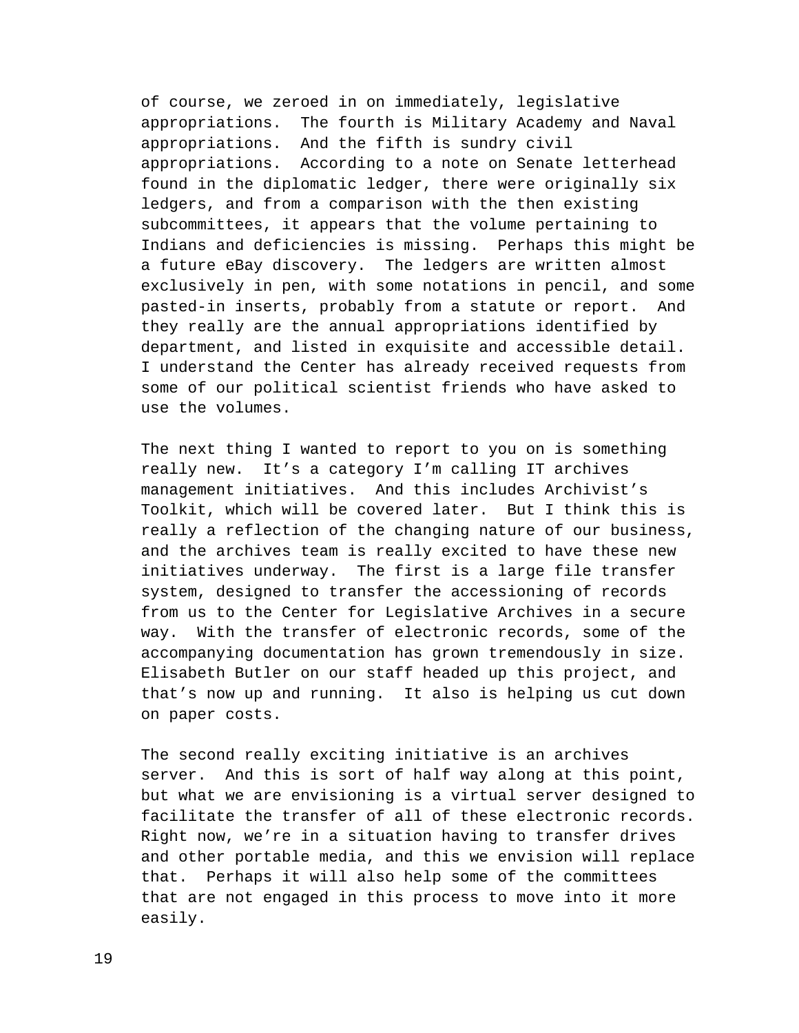of course, we zeroed in on immediately, legislative appropriations. The fourth is Military Academy and Naval appropriations. And the fifth is sundry civil appropriations. According to a note on Senate letterhead found in the diplomatic ledger, there were originally six ledgers, and from a comparison with the then existing subcommittees, it appears that the volume pertaining to Indians and deficiencies is missing. Perhaps this might be a future eBay discovery. The ledgers are written almost exclusively in pen, with some notations in pencil, and some pasted-in inserts, probably from a statute or report. And they really are the annual appropriations identified by department, and listed in exquisite and accessible detail. I understand the Center has already received requests from some of our political scientist friends who have asked to use the volumes.

The next thing I wanted to report to you on is something really new. It's a category I'm calling IT archives management initiatives. And this includes Archivist's Toolkit, which will be covered later. But I think this is really a reflection of the changing nature of our business, and the archives team is really excited to have these new initiatives underway. The first is a large file transfer system, designed to transfer the accessioning of records from us to the Center for Legislative Archives in a secure way. With the transfer of electronic records, some of the accompanying documentation has grown tremendously in size. Elisabeth Butler on our staff headed up this project, and that's now up and running. It also is helping us cut down on paper costs.

The second really exciting initiative is an archives server. And this is sort of half way along at this point, but what we are envisioning is a virtual server designed to facilitate the transfer of all of these electronic records. Right now, we're in a situation having to transfer drives and other portable media, and this we envision will replace that. Perhaps it will also help some of the committees that are not engaged in this process to move into it more easily.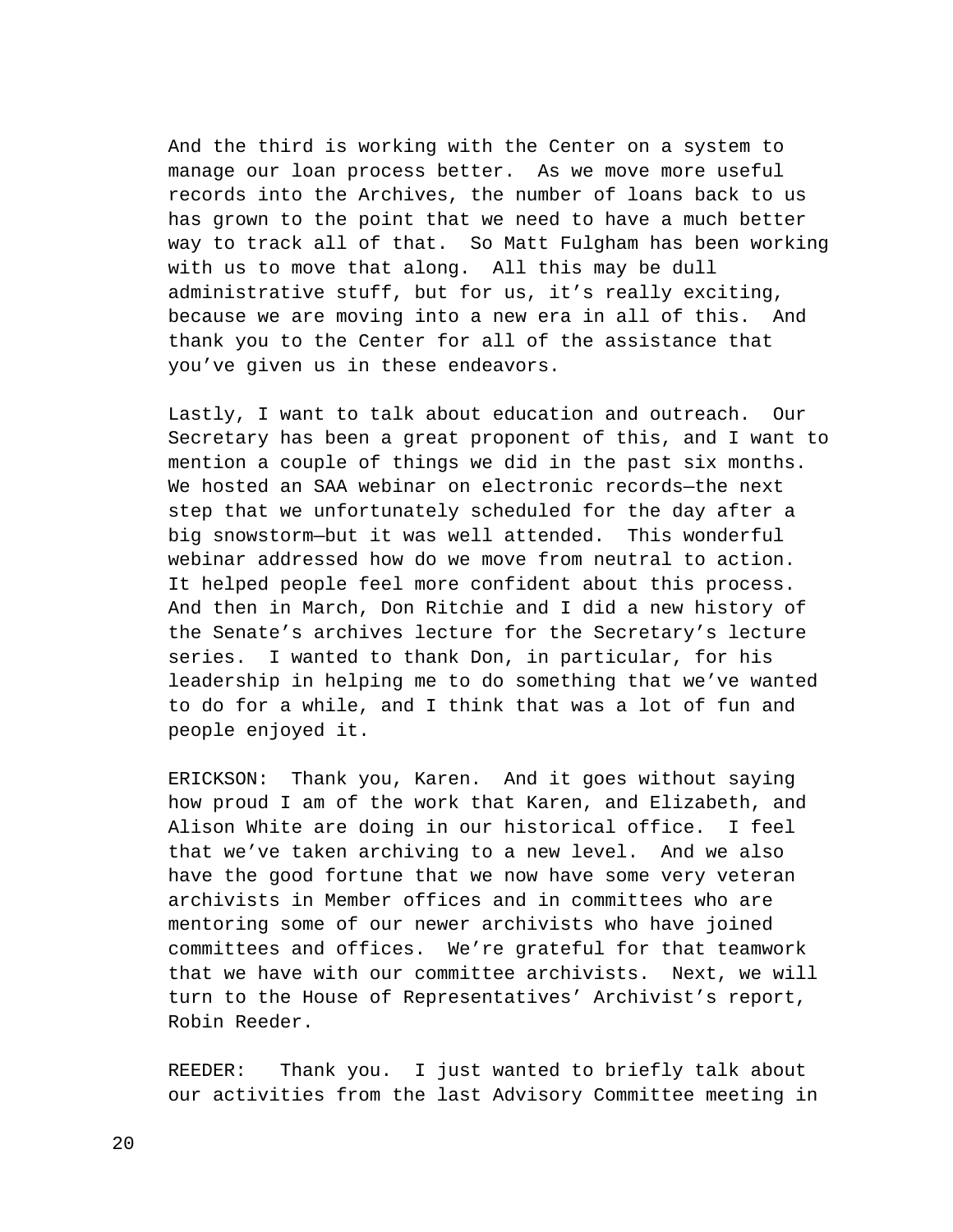And the third is working with the Center on a system to manage our loan process better. As we move more useful records into the Archives, the number of loans back to us has grown to the point that we need to have a much better way to track all of that. So Matt Fulgham has been working with us to move that along. All this may be dull administrative stuff, but for us, it's really exciting, because we are moving into a new era in all of this. And thank you to the Center for all of the assistance that you've given us in these endeavors.

Lastly, I want to talk about education and outreach. Our Secretary has been a great proponent of this, and I want to mention a couple of things we did in the past six months. We hosted an SAA webinar on electronic records—the next step that we unfortunately scheduled for the day after a big snowstorm—but it was well attended. This wonderful webinar addressed how do we move from neutral to action. It helped people feel more confident about this process. And then in March, Don Ritchie and I did a new history of the Senate's archives lecture for the Secretary's lecture series. I wanted to thank Don, in particular, for his leadership in helping me to do something that we've wanted to do for a while, and I think that was a lot of fun and people enjoyed it.

ERICKSON: Thank you, Karen. And it goes without saying how proud I am of the work that Karen, and Elizabeth, and Alison White are doing in our historical office. I feel that we've taken archiving to a new level. And we also have the good fortune that we now have some very veteran archivists in Member offices and in committees who are mentoring some of our newer archivists who have joined committees and offices. We're grateful for that teamwork that we have with our committee archivists. Next, we will turn to the House of Representatives' Archivist's report, Robin Reeder.

REEDER: Thank you. I just wanted to briefly talk about our activities from the last Advisory Committee meeting in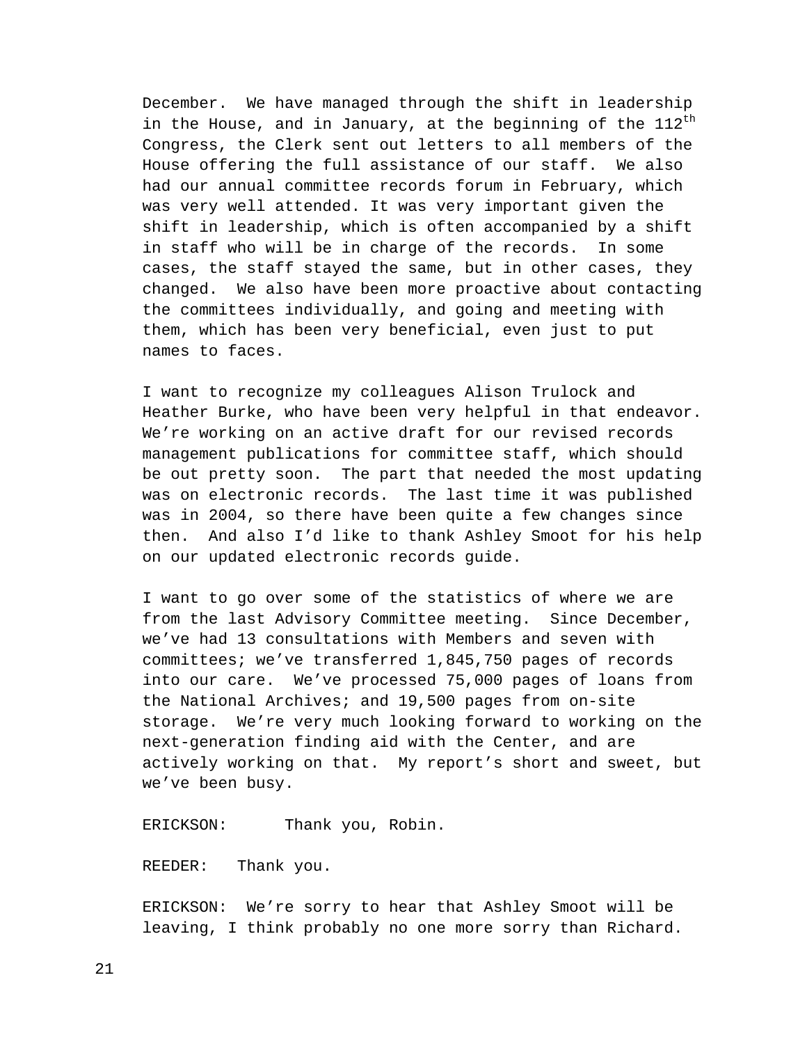December. We have managed through the shift in leadership in the House, and in January, at the beginning of the 112th Congress, the Clerk sent out letters to all members of the House offering the full assistance of our staff. We also had our annual committee records forum in February, which was very well attended. It was very important given the shift in leadership, which is often accompanied by a shift in staff who will be in charge of the records. In some cases, the staff stayed the same, but in other cases, they changed. We also have been more proactive about contacting the committees individually, and going and meeting with them, which has been very beneficial, even just to put names to faces.

I want to recognize my colleagues Alison Trulock and Heather Burke, who have been very helpful in that endeavor. We're working on an active draft for our revised records management publications for committee staff, which should be out pretty soon. The part that needed the most updating was on electronic records. The last time it was published was in 2004, so there have been quite a few changes since then. And also I'd like to thank Ashley Smoot for his help on our updated electronic records guide.

I want to go over some of the statistics of where we are from the last Advisory Committee meeting. Since December, we've had 13 consultations with Members and seven with committees; we've transferred 1,845,750 pages of records into our care. We've processed 75,000 pages of loans from the National Archives; and 19,500 pages from on-site storage. We're very much looking forward to working on the next-generation finding aid with the Center, and are actively working on that. My report's short and sweet, but we've been busy.

ERICKSON: Thank you, Robin.

REEDER: Thank you.

ERICKSON: We're sorry to hear that Ashley Smoot will be leaving, I think probably no one more sorry than Richard.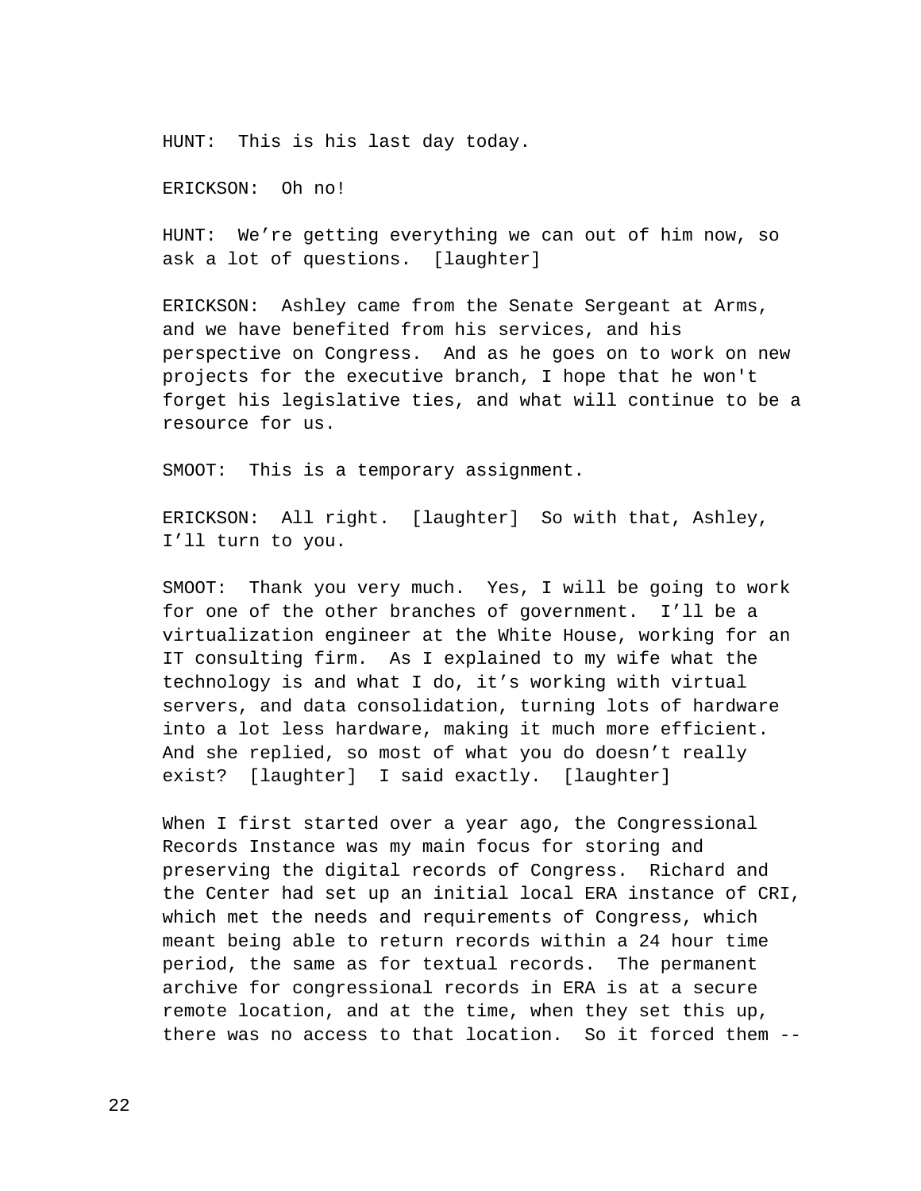HUNT: This is his last day today.

ERICKSON: Oh no!

HUNT: We're getting everything we can out of him now, so ask a lot of questions. [laughter]

ERICKSON: Ashley came from the Senate Sergeant at Arms, and we have benefited from his services, and his perspective on Congress. And as he goes on to work on new projects for the executive branch, I hope that he won't forget his legislative ties, and what will continue to be a resource for us.

SMOOT: This is a temporary assignment.

ERICKSON: All right. [laughter] So with that, Ashley, I'll turn to you.

SMOOT: Thank you very much. Yes, I will be going to work for one of the other branches of government. I'll be a virtualization engineer at the White House, working for an IT consulting firm. As I explained to my wife what the technology is and what I do, it's working with virtual servers, and data consolidation, turning lots of hardware into a lot less hardware, making it much more efficient. And she replied, so most of what you do doesn't really exist? [laughter] I said exactly. [laughter]

When I first started over a year ago, the Congressional Records Instance was my main focus for storing and preserving the digital records of Congress. Richard and the Center had set up an initial local ERA instance of CRI, which met the needs and requirements of Congress, which meant being able to return records within a 24 hour time period, the same as for textual records. The permanent archive for congressional records in ERA is at a secure remote location, and at the time, when they set this up, there was no access to that location. So it forced them --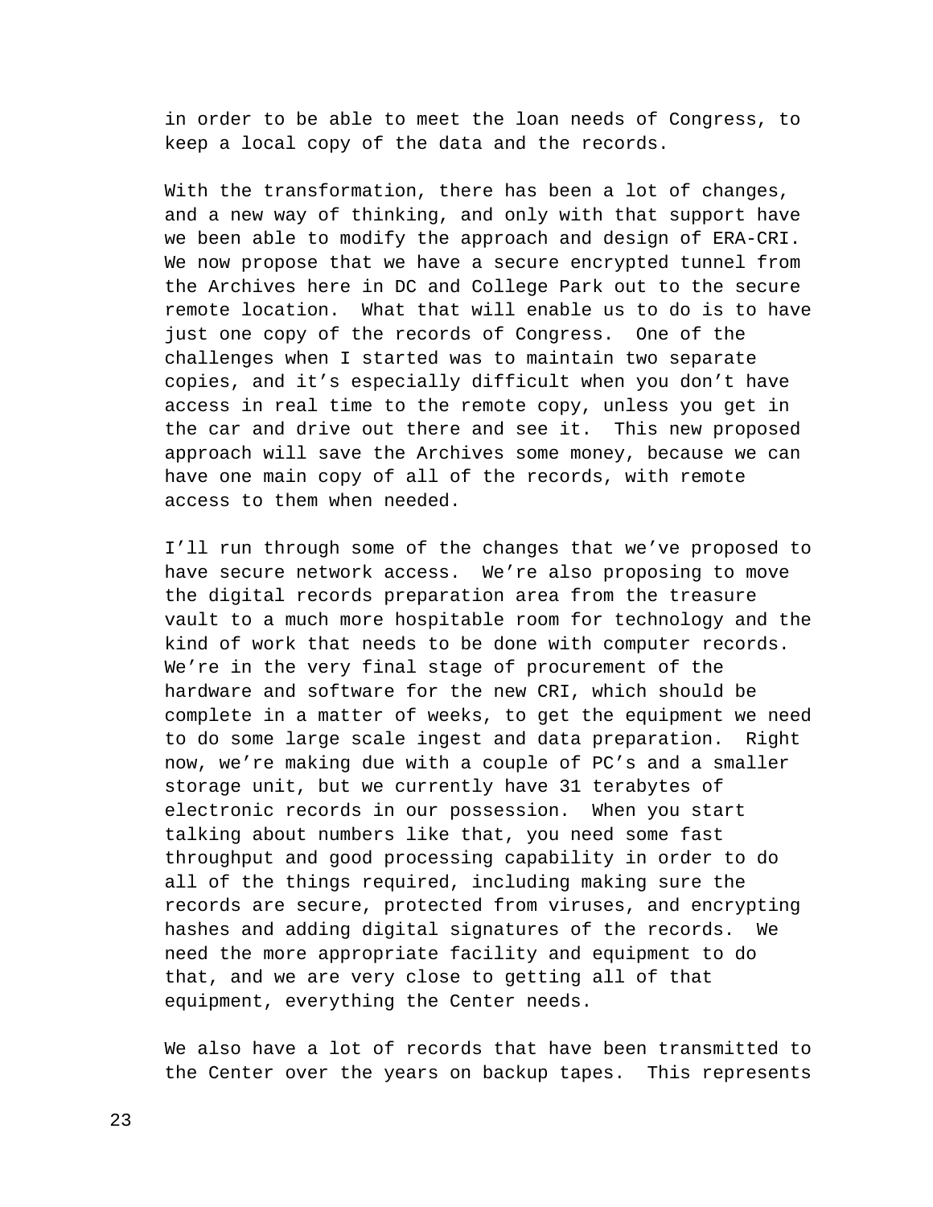in order to be able to meet the loan needs of Congress, to keep a local copy of the data and the records.

With the transformation, there has been a lot of changes, and a new way of thinking, and only with that support have we been able to modify the approach and design of ERA-CRI. We now propose that we have a secure encrypted tunnel from the Archives here in DC and College Park out to the secure remote location. What that will enable us to do is to have just one copy of the records of Congress. One of the challenges when I started was to maintain two separate copies, and it's especially difficult when you don't have access in real time to the remote copy, unless you get in the car and drive out there and see it. This new proposed approach will save the Archives some money, because we can have one main copy of all of the records, with remote access to them when needed.

I'll run through some of the changes that we've proposed to have secure network access. We're also proposing to move the digital records preparation area from the treasure vault to a much more hospitable room for technology and the kind of work that needs to be done with computer records. We're in the very final stage of procurement of the hardware and software for the new CRI, which should be complete in a matter of weeks, to get the equipment we need to do some large scale ingest and data preparation. Right now, we're making due with a couple of PC's and a smaller storage unit, but we currently have 31 terabytes of electronic records in our possession. When you start talking about numbers like that, you need some fast throughput and good processing capability in order to do all of the things required, including making sure the records are secure, protected from viruses, and encrypting hashes and adding digital signatures of the records. We need the more appropriate facility and equipment to do that, and we are very close to getting all of that equipment, everything the Center needs.

We also have a lot of records that have been transmitted to the Center over the years on backup tapes. This represents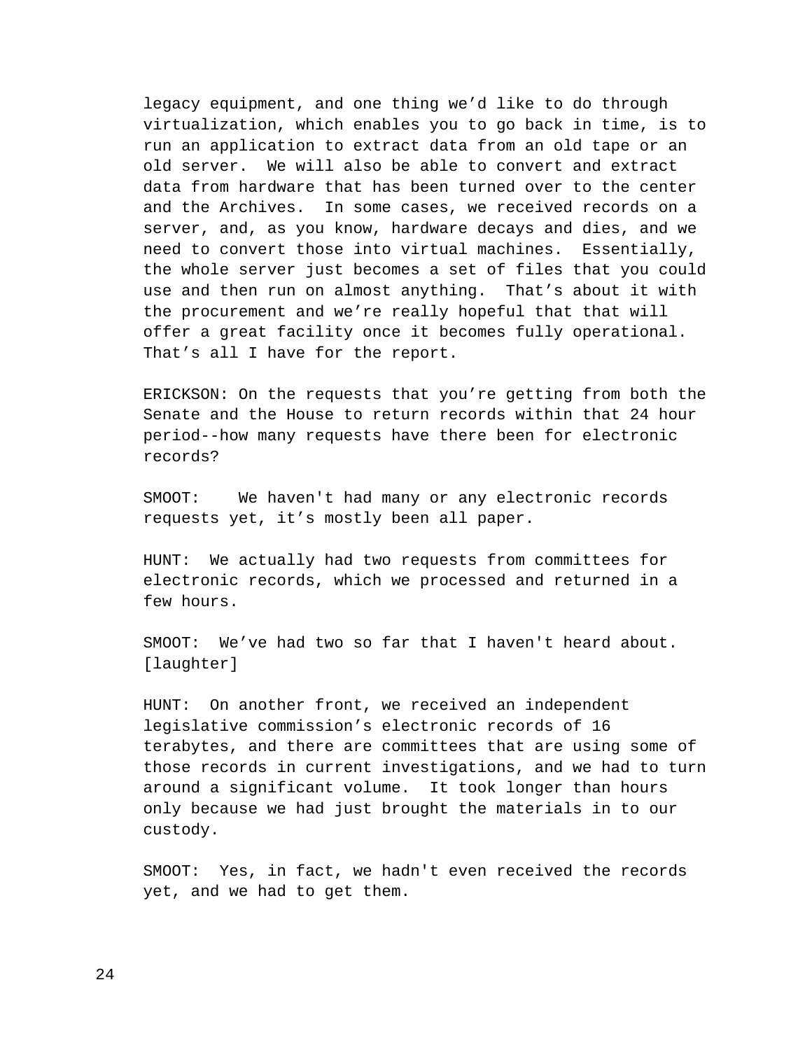legacy equipment, and one thing we'd like to do through virtualization, which enables you to go back in time, is to run an application to extract data from an old tape or an old server. We will also be able to convert and extract data from hardware that has been turned over to the center and the Archives. In some cases, we received records on a server, and, as you know, hardware decays and dies, and we need to convert those into virtual machines. Essentially, the whole server just becomes a set of files that you could use and then run on almost anything. That's about it with the procurement and we're really hopeful that that will offer a great facility once it becomes fully operational. That's all I have for the report.

ERICKSON: On the requests that you're getting from both the Senate and the House to return records within that 24 hour period--how many requests have there been for electronic records?

SMOOT: We haven't had many or any electronic records requests yet, it's mostly been all paper.

HUNT: We actually had two requests from committees for electronic records, which we processed and returned in a few hours.

SMOOT: We've had two so far that I haven't heard about. [laughter]

HUNT: On another front, we received an independent legislative commission's electronic records of 16 terabytes, and there are committees that are using some of those records in current investigations, and we had to turn around a significant volume. It took longer than hours only because we had just brought the materials in to our custody.

SMOOT: Yes, in fact, we hadn't even received the records yet, and we had to get them.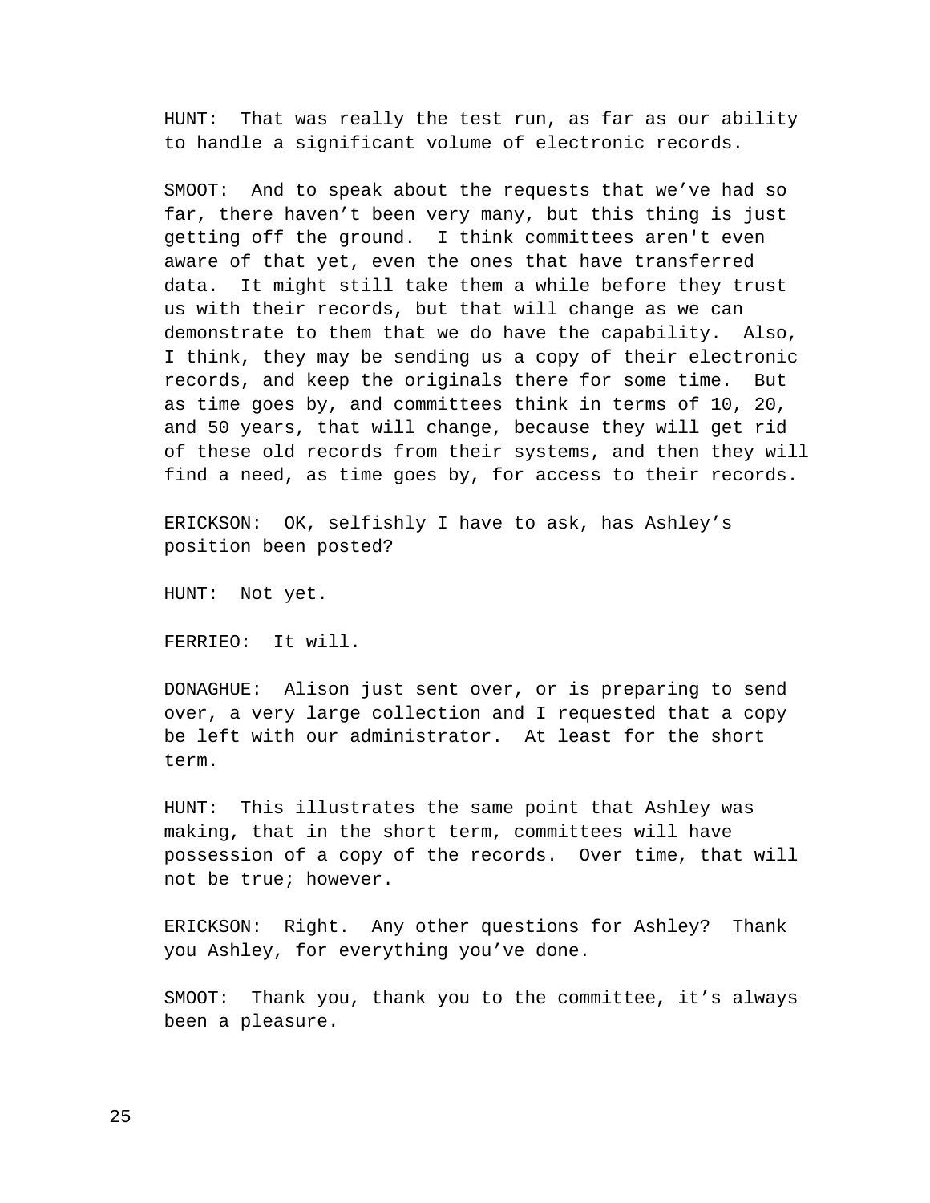HUNT: That was really the test run, as far as our ability to handle a significant volume of electronic records.

SMOOT: And to speak about the requests that we've had so far, there haven't been very many, but this thing is just getting off the ground. I think committees aren't even aware of that yet, even the ones that have transferred data. It might still take them a while before they trust us with their records, but that will change as we can demonstrate to them that we do have the capability. Also, I think, they may be sending us a copy of their electronic records, and keep the originals there for some time. But as time goes by, and committees think in terms of 10, 20, and 50 years, that will change, because they will get rid of these old records from their systems, and then they will find a need, as time goes by, for access to their records.

ERICKSON: OK, selfishly I have to ask, has Ashley's position been posted?

HUNT: Not yet.

FERRIEO: It will.

DONAGHUE: Alison just sent over, or is preparing to send over, a very large collection and I requested that a copy be left with our administrator. At least for the short term.

HUNT: This illustrates the same point that Ashley was making, that in the short term, committees will have possession of a copy of the records. Over time, that will not be true; however.

ERICKSON: Right. Any other questions for Ashley? Thank you Ashley, for everything you've done.

SMOOT: Thank you, thank you to the committee, it's always been a pleasure.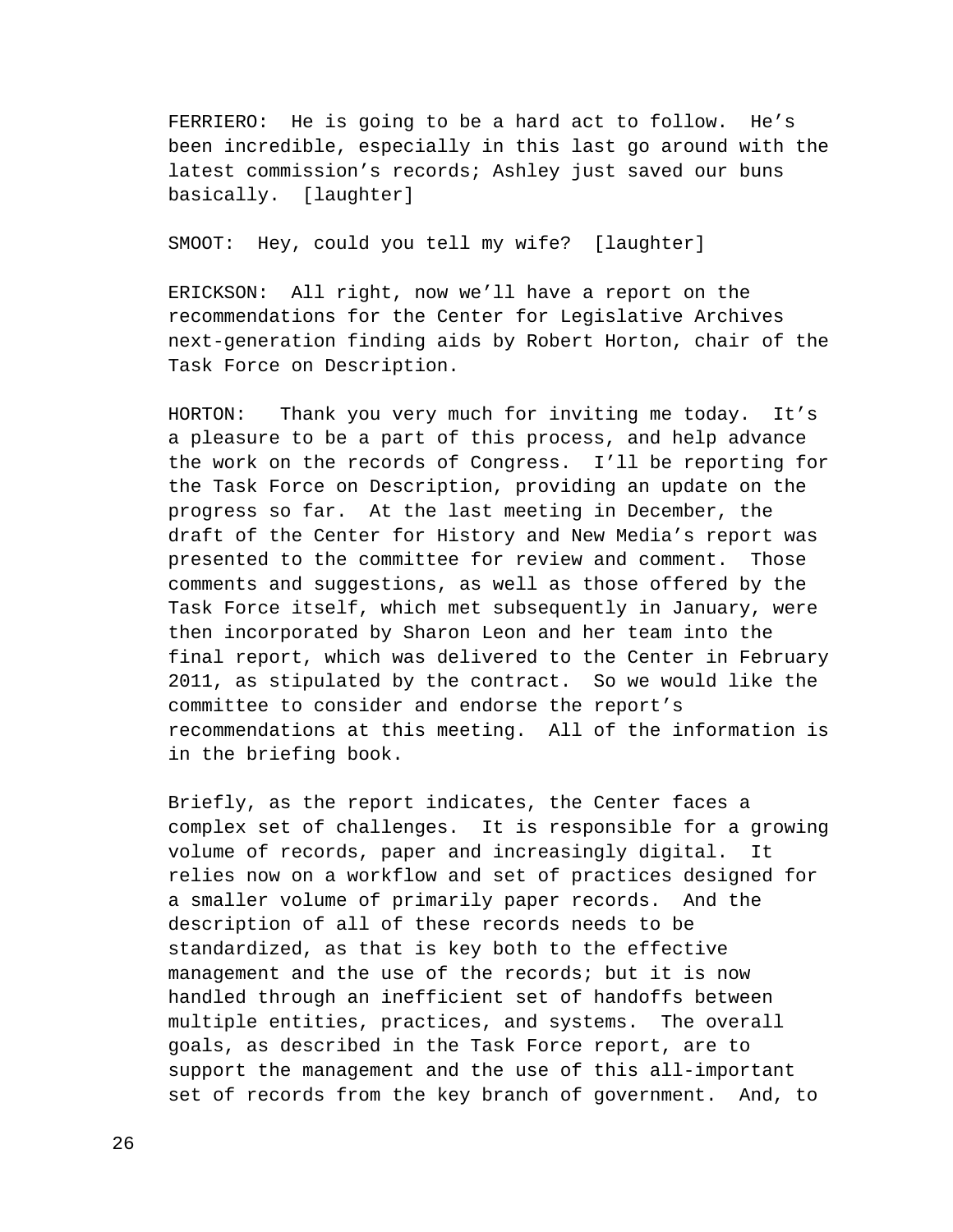FERRIERO: He is going to be a hard act to follow. He's been incredible, especially in this last go around with the latest commission's records; Ashley just saved our buns basically. [laughter]

SMOOT: Hey, could you tell my wife? [laughter]

ERICKSON: All right, now we'll have a report on the recommendations for the Center for Legislative Archives next-generation finding aids by Robert Horton, chair of the Task Force on Description.

HORTON: Thank you very much for inviting me today. It's a pleasure to be a part of this process, and help advance the work on the records of Congress. I'll be reporting for the Task Force on Description, providing an update on the progress so far. At the last meeting in December, the draft of the Center for History and New Media's report was presented to the committee for review and comment. Those comments and suggestions, as well as those offered by the Task Force itself, which met subsequently in January, were then incorporated by Sharon Leon and her team into the final report, which was delivered to the Center in February 2011, as stipulated by the contract. So we would like the committee to consider and endorse the report's recommendations at this meeting. All of the information is in the briefing book.

Briefly, as the report indicates, the Center faces a complex set of challenges. It is responsible for a growing volume of records, paper and increasingly digital. It relies now on a workflow and set of practices designed for a smaller volume of primarily paper records. And the description of all of these records needs to be standardized, as that is key both to the effective management and the use of the records; but it is now handled through an inefficient set of handoffs between multiple entities, practices, and systems. The overall goals, as described in the Task Force report, are to support the management and the use of this all-important set of records from the key branch of government. And, to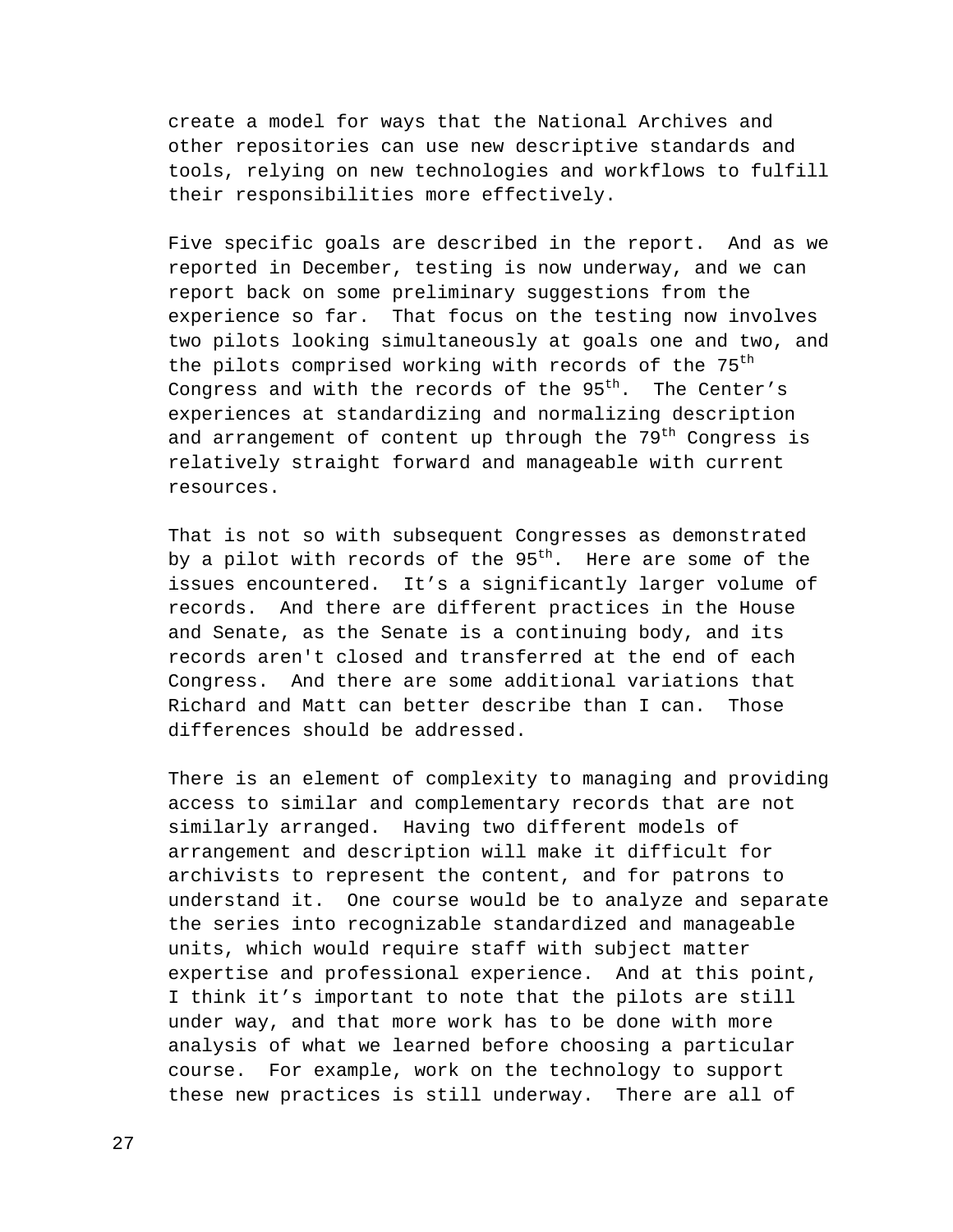create a model for ways that the National Archives and other repositories can use new descriptive standards and tools, relying on new technologies and workflows to fulfill their responsibilities more effectively.

Five specific goals are described in the report. And as we reported in December, testing is now underway, and we can report back on some preliminary suggestions from the experience so far. That focus on the testing now involves two pilots looking simultaneously at goals one and two, and the pilots comprised working with records of the 75th Congress and with the records of the 95th. The Center's experiences at standardizing and normalizing description and arrangement of content up through the 79th Congress is relatively straight forward and manageable with current resources.

That is not so with subsequent Congresses as demonstrated by a pilot with records of the 95th. Here are some of the issues encountered. It's a significantly larger volume of records. And there are different practices in the House and Senate, as the Senate is a continuing body, and its records aren't closed and transferred at the end of each Congress. And there are some additional variations that Richard and Matt can better describe than I can. Those differences should be addressed.

There is an element of complexity to managing and providing access to similar and complementary records that are not similarly arranged. Having two different models of arrangement and description will make it difficult for archivists to represent the content, and for patrons to understand it. One course would be to analyze and separate the series into recognizable standardized and manageable units, which would require staff with subject matter expertise and professional experience. And at this point, I think it's important to note that the pilots are still under way, and that more work has to be done with more analysis of what we learned before choosing a particular course. For example, work on the technology to support these new practices is still underway. There are all of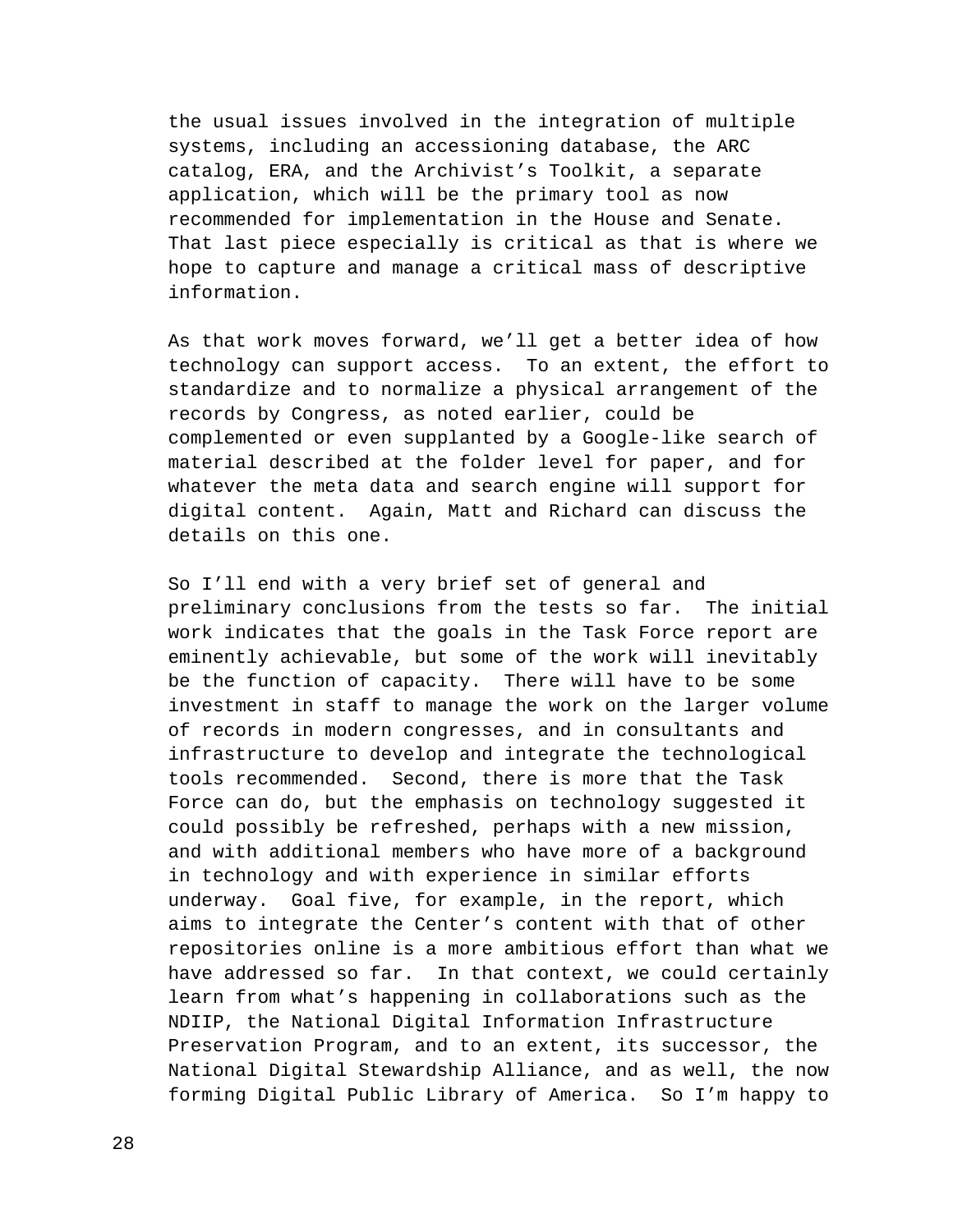the usual issues involved in the integration of multiple systems, including an accessioning database, the ARC catalog, ERA, and the Archivist's Toolkit, a separate application, which will be the primary tool as now recommended for implementation in the House and Senate. That last piece especially is critical as that is where we hope to capture and manage a critical mass of descriptive information.

As that work moves forward, we'll get a better idea of how technology can support access. To an extent, the effort to standardize and to normalize a physical arrangement of the records by Congress, as noted earlier, could be complemented or even supplanted by a Google-like search of material described at the folder level for paper, and for whatever the meta data and search engine will support for digital content. Again, Matt and Richard can discuss the details on this one.

So I'll end with a very brief set of general and preliminary conclusions from the tests so far. The initial work indicates that the goals in the Task Force report are eminently achievable, but some of the work will inevitably be the function of capacity. There will have to be some investment in staff to manage the work on the larger volume of records in modern congresses, and in consultants and infrastructure to develop and integrate the technological tools recommended. Second, there is more that the Task Force can do, but the emphasis on technology suggested it could possibly be refreshed, perhaps with a new mission, and with additional members who have more of a background in technology and with experience in similar efforts underway. Goal five, for example, in the report, which aims to integrate the Center's content with that of other repositories online is a more ambitious effort than what we have addressed so far. In that context, we could certainly learn from what's happening in collaborations such as the NDIIP, the National Digital Information Infrastructure Preservation Program, and to an extent, its successor, the National Digital Stewardship Alliance, and as well, the now forming Digital Public Library of America. So I'm happy to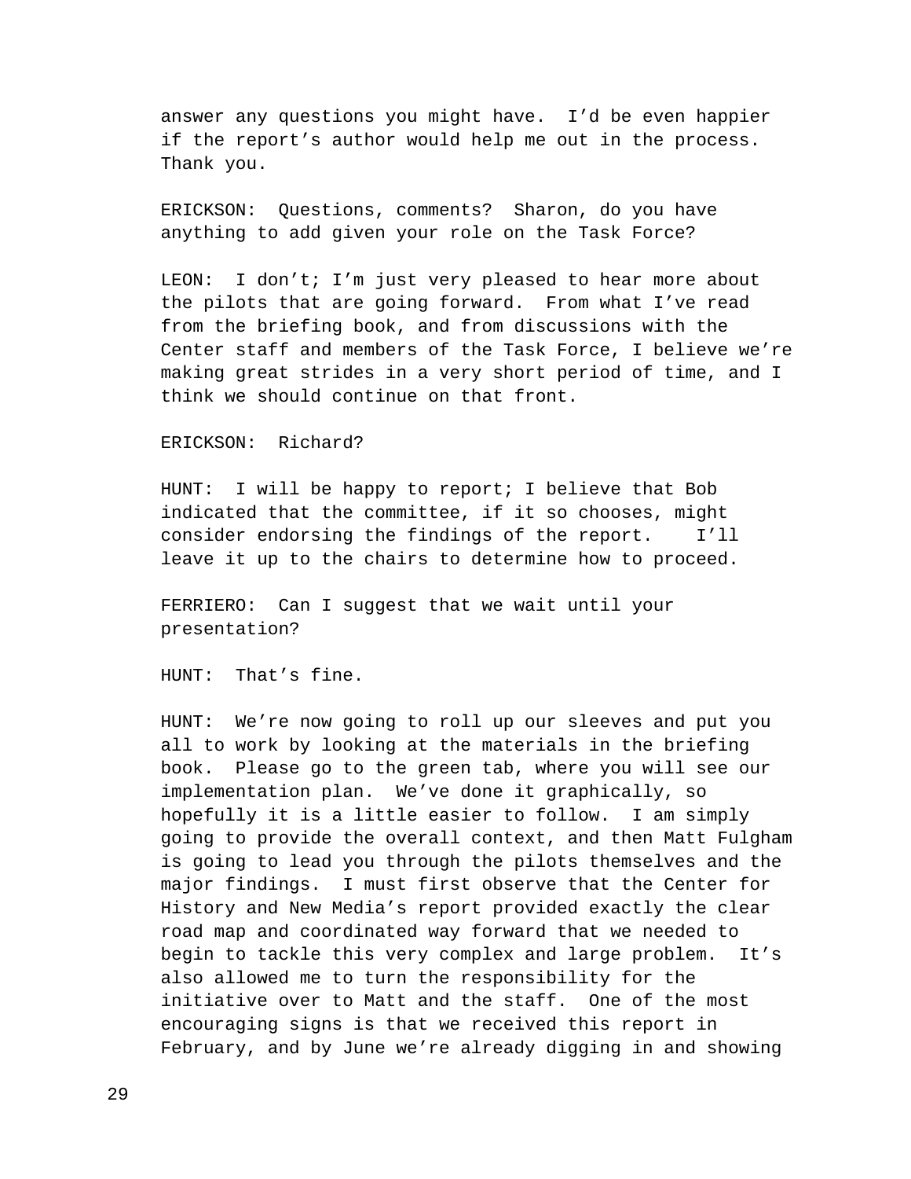answer any questions you might have. I'd be even happier if the report's author would help me out in the process. Thank you.

ERICKSON: Questions, comments? Sharon, do you have anything to add given your role on the Task Force?

LEON: I don't; I'm just very pleased to hear more about the pilots that are going forward. From what I've read from the briefing book, and from discussions with the Center staff and members of the Task Force, I believe we're making great strides in a very short period of time, and I think we should continue on that front.

ERICKSON: Richard?

HUNT: I will be happy to report; I believe that Bob indicated that the committee, if it so chooses, might consider endorsing the findings of the report. I'll leave it up to the chairs to determine how to proceed.

FERRIERO: Can I suggest that we wait until your presentation?

HUNT: That's fine.

HUNT: We're now going to roll up our sleeves and put you all to work by looking at the materials in the briefing book. Please go to the green tab, where you will see our implementation plan. We've done it graphically, so hopefully it is a little easier to follow. I am simply going to provide the overall context, and then Matt Fulgham is going to lead you through the pilots themselves and the major findings. I must first observe that the Center for History and New Media's report provided exactly the clear road map and coordinated way forward that we needed to begin to tackle this very complex and large problem. It's also allowed me to turn the responsibility for the initiative over to Matt and the staff. One of the most encouraging signs is that we received this report in February, and by June we're already digging in and showing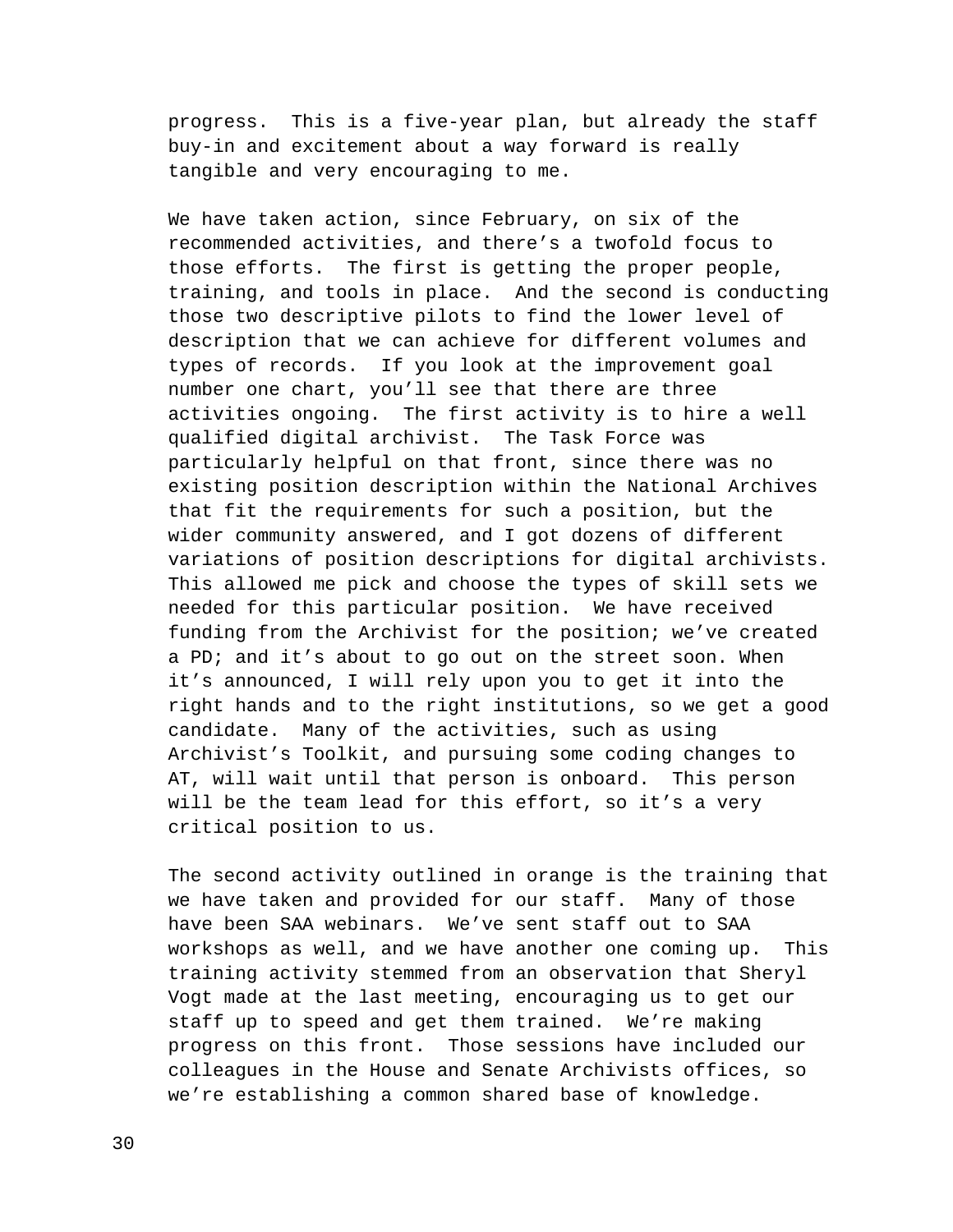progress.  This is a five-year plan, but already the staff buy-in and excitement about a way forward is really tangible and very encouraging to me.

We have taken action, since February, on six of the recommended activities, and there's a twofold focus to those efforts.  The first is getting the proper people, training, and tools in place.  And the second is conducting those two descriptive pilots to find the lower level of description that we can achieve for different volumes and types of records.  If you look at the improvement goal number one chart, you'll see that there are three activities ongoing.  The first activity is to hire a well qualified digital archivist.  The Task Force was particularly helpful on that front, since there was no existing position description within the National Archives that fit the requirements for such a position, but the wider community answered, and I got dozens of different variations of position descriptions for digital archivists. This allowed me pick and choose the types of skill sets we needed for this particular position.  We have received funding from the Archivist for the position; we've created a PD; and it's about to go out on the street soon. When it's announced, I will rely upon you to get it into the right hands and to the right institutions, so we get a good candidate.  Many of the activities, such as using Archivist's Toolkit, and pursuing some coding changes to AT, will wait until that person is onboard.  This person will be the team lead for this effort, so it's a very critical position to us.

The second activity outlined in orange is the training that we have taken and provided for our staff.  Many of those have been SAA webinars.  We've sent staff out to SAA workshops as well, and we have another one coming up.  This training activity stemmed from an observation that Sheryl Vogt made at the last meeting, encouraging us to get our staff up to speed and get them trained.  We're making progress on this front.  Those sessions have included our colleagues in the House and Senate Archivists offices, so we're establishing a common shared base of knowledge.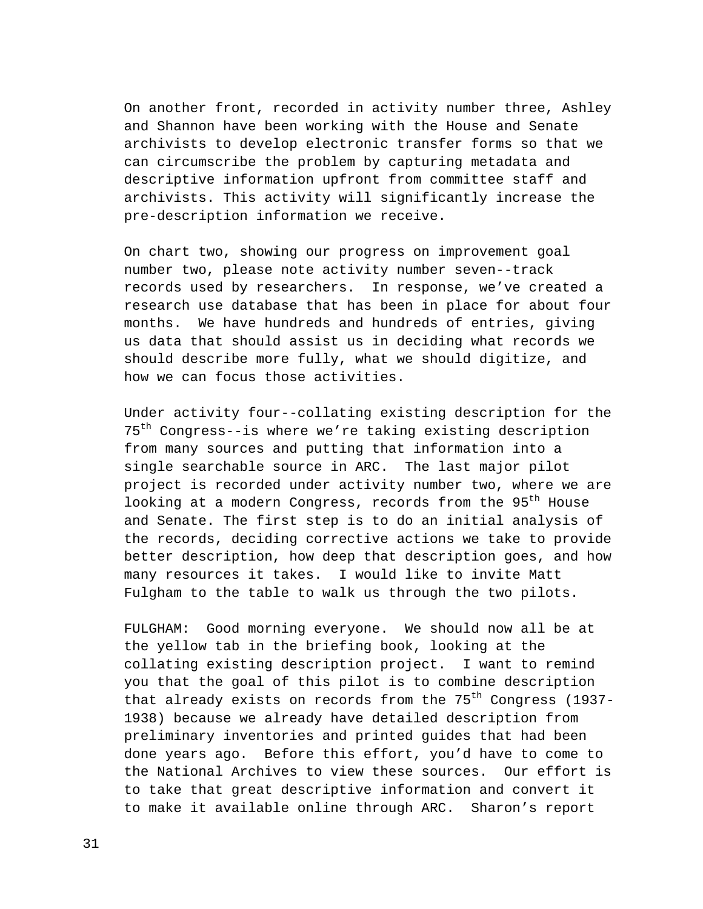On another front, recorded in activity number three, Ashley and Shannon have been working with the House and Senate archivists to develop electronic transfer forms so that we can circumscribe the problem by capturing metadata and descriptive information upfront from committee staff and archivists. This activity will significantly increase the pre-description information we receive.

On chart two, showing our progress on improvement goal number two, please note activity number seven--track records used by researchers. In response, we've created a research use database that has been in place for about four months. We have hundreds and hundreds of entries, giving us data that should assist us in deciding what records we should describe more fully, what we should digitize, and how we can focus those activities.

Under activity four--collating existing description for the 75th Congress--is where we're taking existing description from many sources and putting that information into a single searchable source in ARC. The last major pilot project is recorded under activity number two, where we are looking at a modern Congress, records from the 95th House and Senate. The first step is to do an initial analysis of the records, deciding corrective actions we take to provide better description, how deep that description goes, and how many resources it takes. I would like to invite Matt Fulgham to the table to walk us through the two pilots.

FULGHAM: Good morning everyone. We should now all be at the yellow tab in the briefing book, looking at the collating existing description project. I want to remind you that the goal of this pilot is to combine description that already exists on records from the 75th Congress (1937-1938) because we already have detailed description from preliminary inventories and printed guides that had been done years ago. Before this effort, you'd have to come to the National Archives to view these sources. Our effort is to take that great descriptive information and convert it to make it available online through ARC. Sharon's report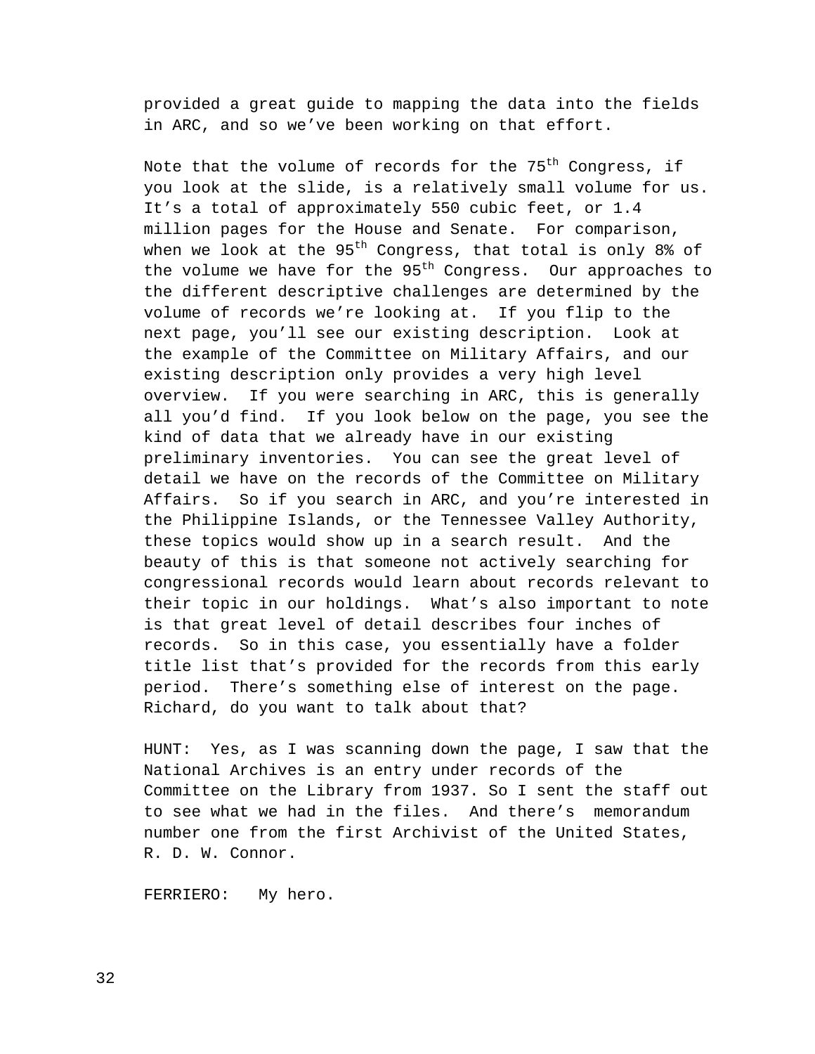provided a great guide to mapping the data into the fields in ARC, and so we've been working on that effort.

Note that the volume of records for the 75th Congress, if you look at the slide, is a relatively small volume for us. It's a total of approximately 550 cubic feet, or 1.4 million pages for the House and Senate. For comparison, when we look at the 95th Congress, that total is only 8% of the volume we have for the 95th Congress. Our approaches to the different descriptive challenges are determined by the volume of records we're looking at. If you flip to the next page, you'll see our existing description. Look at the example of the Committee on Military Affairs, and our existing description only provides a very high level overview. If you were searching in ARC, this is generally all you'd find. If you look below on the page, you see the kind of data that we already have in our existing preliminary inventories. You can see the great level of detail we have on the records of the Committee on Military Affairs. So if you search in ARC, and you're interested in the Philippine Islands, or the Tennessee Valley Authority, these topics would show up in a search result. And the beauty of this is that someone not actively searching for congressional records would learn about records relevant to their topic in our holdings. What's also important to note is that great level of detail describes four inches of records. So in this case, you essentially have a folder title list that's provided for the records from this early period. There's something else of interest on the page. Richard, do you want to talk about that?

HUNT: Yes, as I was scanning down the page, I saw that the National Archives is an entry under records of the Committee on the Library from 1937. So I sent the staff out to see what we had in the files. And there's memorandum number one from the first Archivist of the United States, R. D. W. Connor.

FERRIERO: My hero.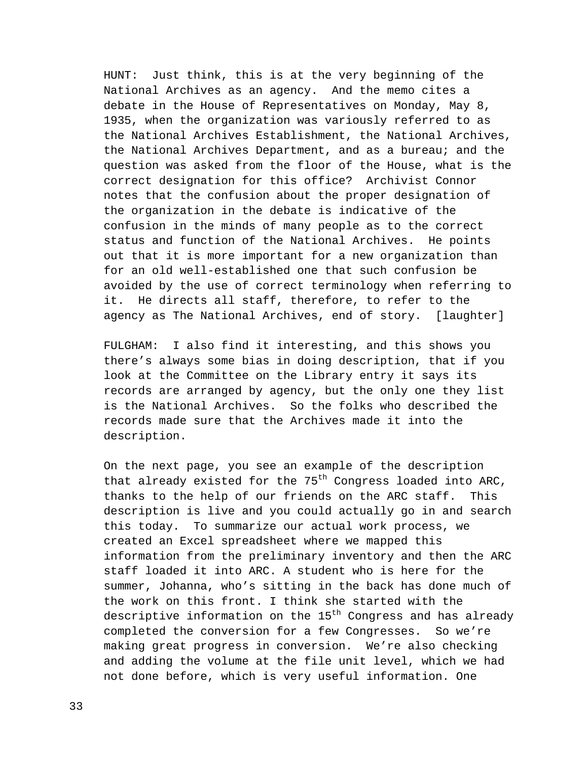HUNT: Just think, this is at the very beginning of the National Archives as an agency. And the memo cites a debate in the House of Representatives on Monday, May 8, 1935, when the organization was variously referred to as the National Archives Establishment, the National Archives, the National Archives Department, and as a bureau; and the question was asked from the floor of the House, what is the correct designation for this office? Archivist Connor notes that the confusion about the proper designation of the organization in the debate is indicative of the confusion in the minds of many people as to the correct status and function of the National Archives. He points out that it is more important for a new organization than for an old well-established one that such confusion be avoided by the use of correct terminology when referring to it. He directs all staff, therefore, to refer to the agency as The National Archives, end of story. [laughter]

FULGHAM: I also find it interesting, and this shows you there's always some bias in doing description, that if you look at the Committee on the Library entry it says its records are arranged by agency, but the only one they list is the National Archives. So the folks who described the records made sure that the Archives made it into the description.

On the next page, you see an example of the description that already existed for the 75th Congress loaded into ARC, thanks to the help of our friends on the ARC staff. This description is live and you could actually go in and search this today. To summarize our actual work process, we created an Excel spreadsheet where we mapped this information from the preliminary inventory and then the ARC staff loaded it into ARC. A student who is here for the summer, Johanna, who's sitting in the back has done much of the work on this front. I think she started with the descriptive information on the 15th Congress and has already completed the conversion for a few Congresses. So we're making great progress in conversion. We're also checking and adding the volume at the file unit level, which we had not done before, which is very useful information. One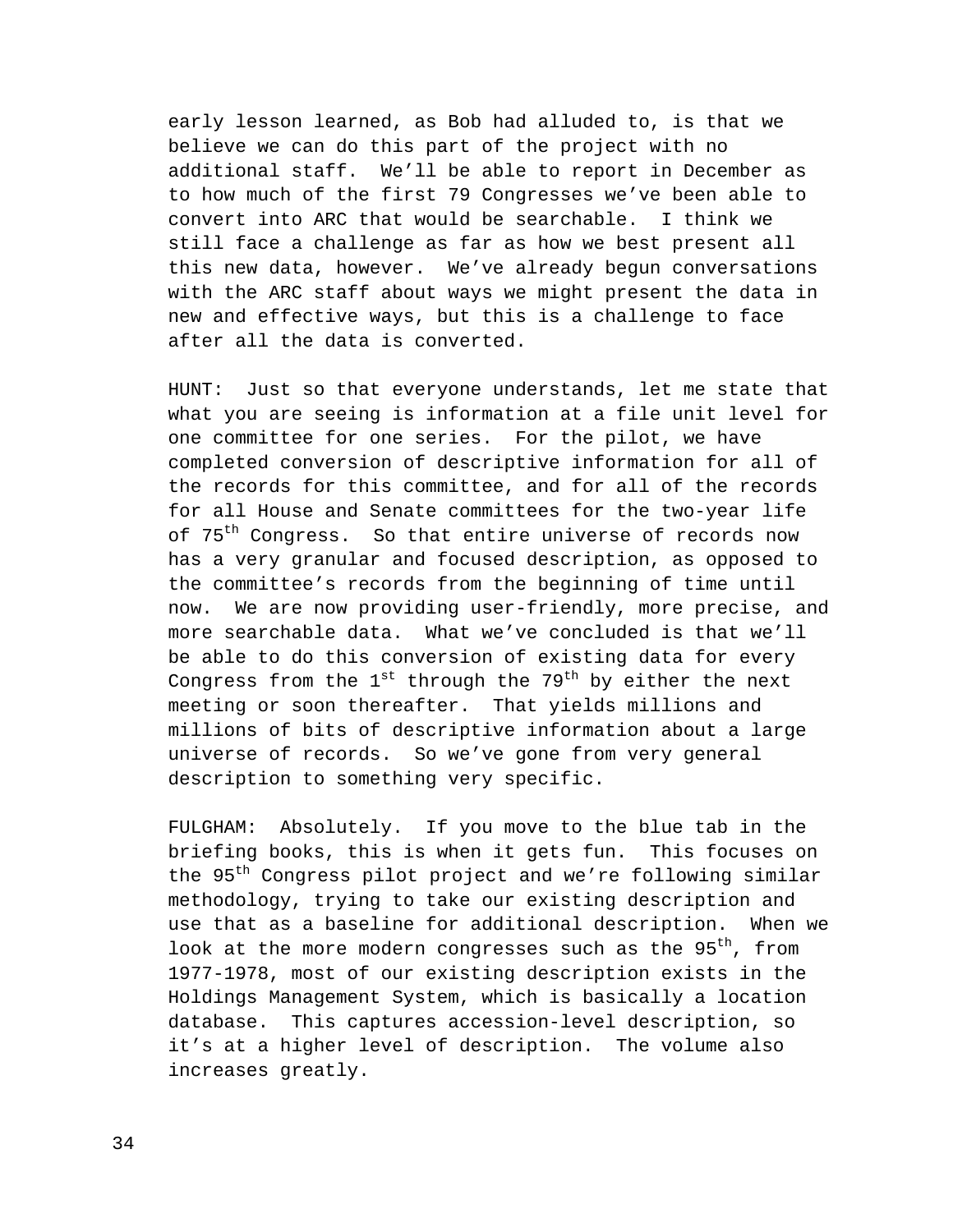early lesson learned, as Bob had alluded to, is that we believe we can do this part of the project with no additional staff. We'll be able to report in December as to how much of the first 79 Congresses we've been able to convert into ARC that would be searchable. I think we still face a challenge as far as how we best present all this new data, however. We've already begun conversations with the ARC staff about ways we might present the data in new and effective ways, but this is a challenge to face after all the data is converted.

HUNT: Just so that everyone understands, let me state that what you are seeing is information at a file unit level for one committee for one series. For the pilot, we have completed conversion of descriptive information for all of the records for this committee, and for all of the records for all House and Senate committees for the two-year life of 75th Congress. So that entire universe of records now has a very granular and focused description, as opposed to the committee's records from the beginning of time until now. We are now providing user-friendly, more precise, and more searchable data. What we've concluded is that we'll be able to do this conversion of existing data for every Congress from the 1st through the 79th by either the next meeting or soon thereafter. That yields millions and millions of bits of descriptive information about a large universe of records. So we've gone from very general description to something very specific.

FULGHAM: Absolutely. If you move to the blue tab in the briefing books, this is when it gets fun. This focuses on the 95th Congress pilot project and we're following similar methodology, trying to take our existing description and use that as a baseline for additional description. When we look at the more modern congresses such as the 95th, from 1977-1978, most of our existing description exists in the Holdings Management System, which is basically a location database. This captures accession-level description, so it's at a higher level of description. The volume also increases greatly.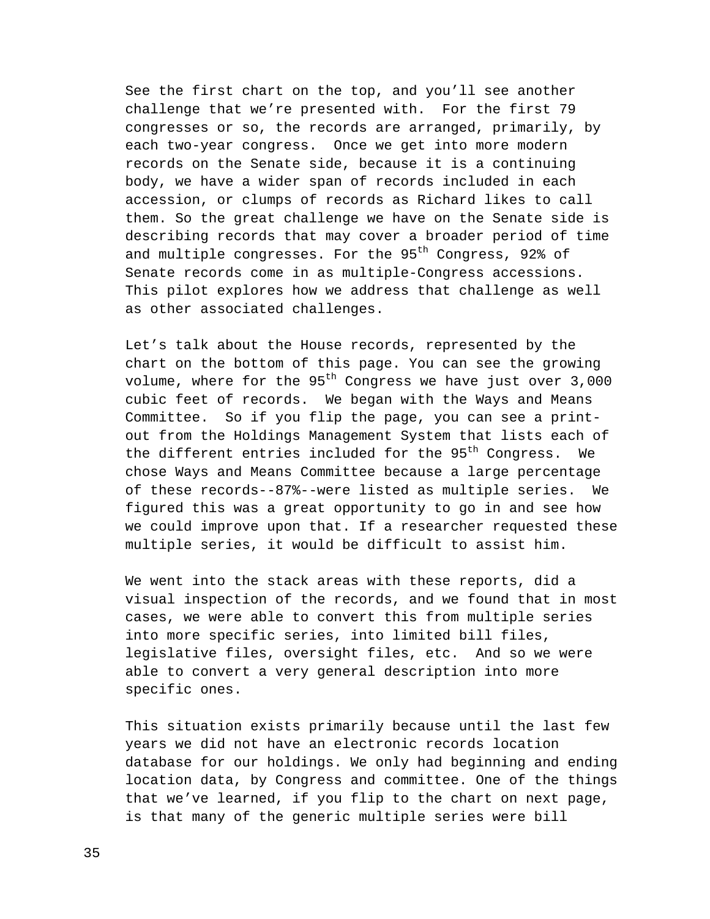See the first chart on the top, and you'll see another challenge that we're presented with. For the first 79 congresses or so, the records are arranged, primarily, by each two-year congress. Once we get into more modern records on the Senate side, because it is a continuing body, we have a wider span of records included in each accession, or clumps of records as Richard likes to call them. So the great challenge we have on the Senate side is describing records that may cover a broader period of time and multiple congresses. For the 95th Congress, 92% of Senate records come in as multiple-Congress accessions. This pilot explores how we address that challenge as well as other associated challenges.

Let's talk about the House records, represented by the chart on the bottom of this page. You can see the growing volume, where for the 95th Congress we have just over 3,000 cubic feet of records. We began with the Ways and Means Committee. So if you flip the page, you can see a print-out from the Holdings Management System that lists each of the different entries included for the 95th Congress. We chose Ways and Means Committee because a large percentage of these records--87%--were listed as multiple series. We figured this was a great opportunity to go in and see how we could improve upon that. If a researcher requested these multiple series, it would be difficult to assist him.

We went into the stack areas with these reports, did a visual inspection of the records, and we found that in most cases, we were able to convert this from multiple series into more specific series, into limited bill files, legislative files, oversight files, etc. And so we were able to convert a very general description into more specific ones.

This situation exists primarily because until the last few years we did not have an electronic records location database for our holdings. We only had beginning and ending location data, by Congress and committee. One of the things that we've learned, if you flip to the chart on next page, is that many of the generic multiple series were bill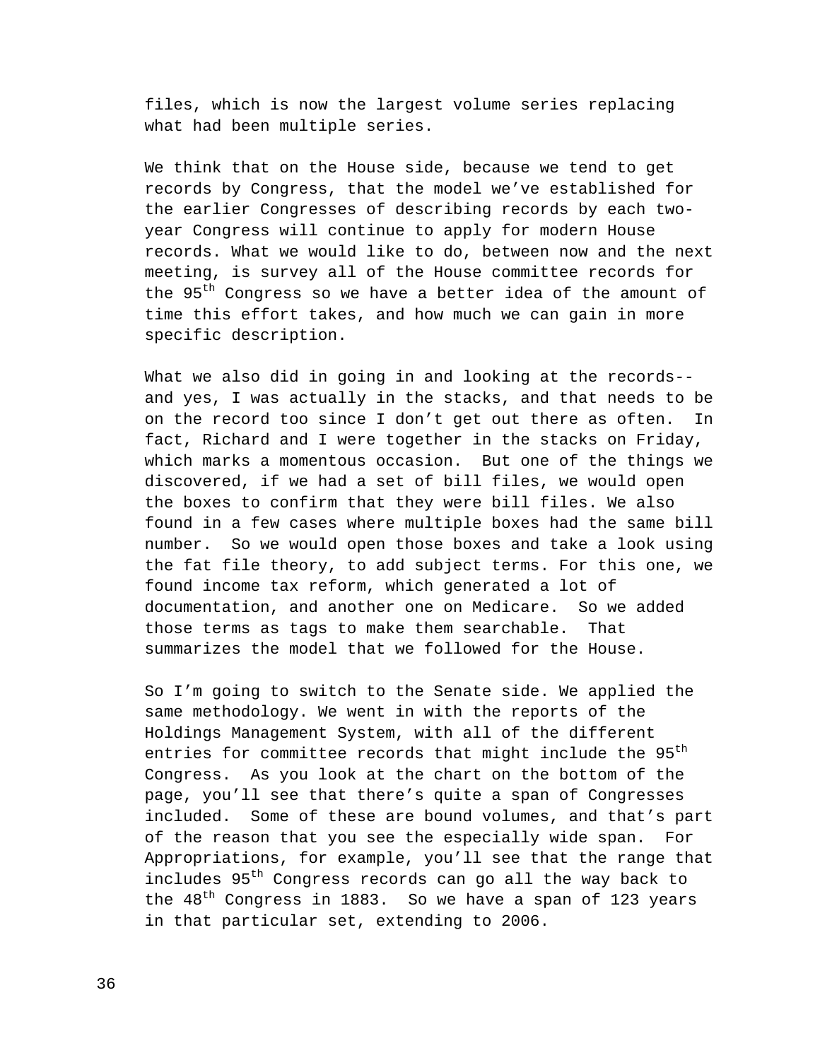files, which is now the largest volume series replacing what had been multiple series.

We think that on the House side, because we tend to get records by Congress, that the model we've established for the earlier Congresses of describing records by each two-year Congress will continue to apply for modern House records. What we would like to do, between now and the next meeting, is survey all of the House committee records for the 95th Congress so we have a better idea of the amount of time this effort takes, and how much we can gain in more specific description.

What we also did in going in and looking at the records--and yes, I was actually in the stacks, and that needs to be on the record too since I don't get out there as often. In fact, Richard and I were together in the stacks on Friday, which marks a momentous occasion. But one of the things we discovered, if we had a set of bill files, we would open the boxes to confirm that they were bill files. We also found in a few cases where multiple boxes had the same bill number. So we would open those boxes and take a look using the fat file theory, to add subject terms. For this one, we found income tax reform, which generated a lot of documentation, and another one on Medicare. So we added those terms as tags to make them searchable. That summarizes the model that we followed for the House.

So I'm going to switch to the Senate side. We applied the same methodology. We went in with the reports of the Holdings Management System, with all of the different entries for committee records that might include the 95th Congress. As you look at the chart on the bottom of the page, you'll see that there's quite a span of Congresses included. Some of these are bound volumes, and that's part of the reason that you see the especially wide span. For Appropriations, for example, you'll see that the range that includes 95th Congress records can go all the way back to the 48th Congress in 1883. So we have a span of 123 years in that particular set, extending to 2006.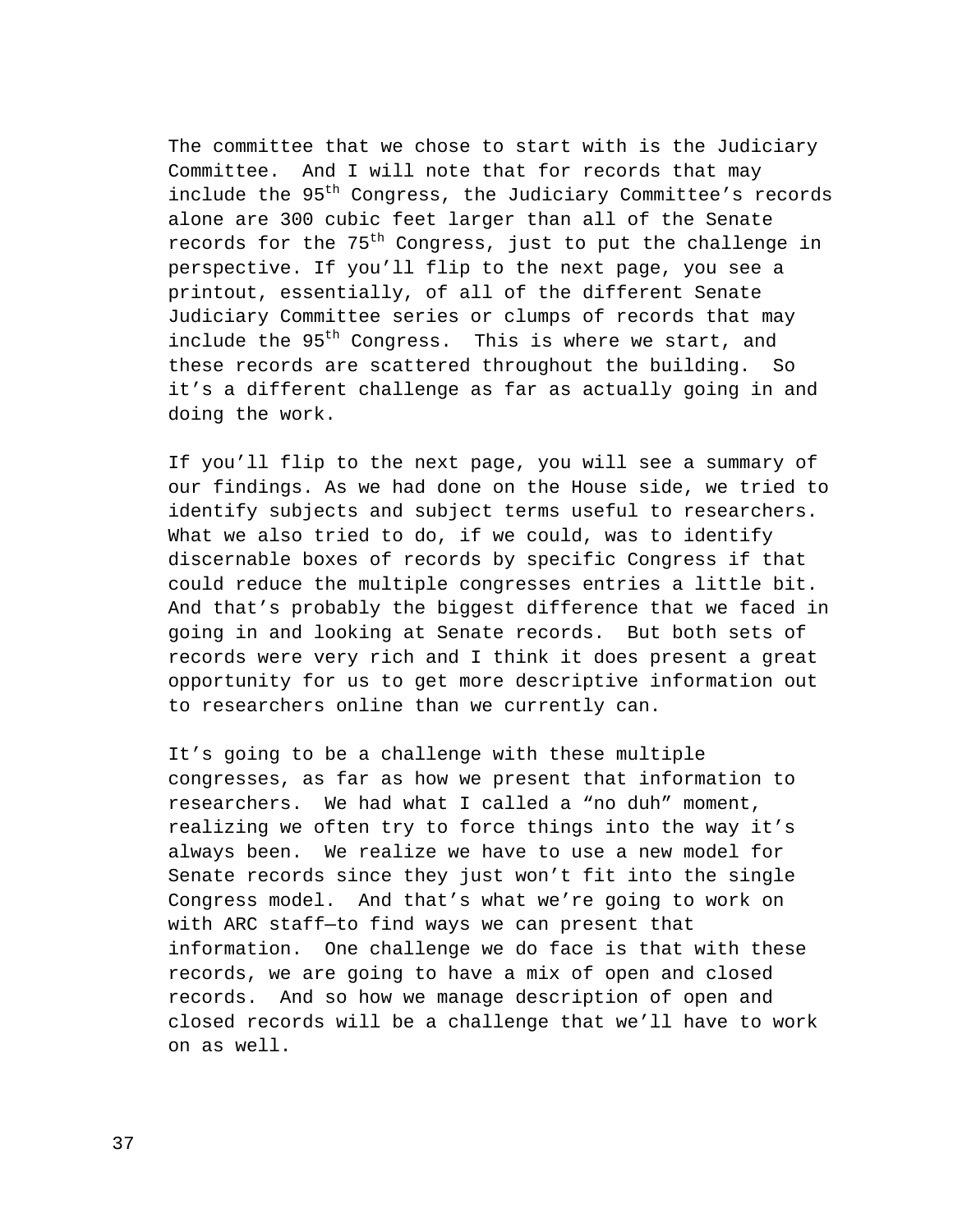The committee that we chose to start with is the Judiciary Committee. And I will note that for records that may include the 95th Congress, the Judiciary Committee's records alone are 300 cubic feet larger than all of the Senate records for the 75th Congress, just to put the challenge in perspective. If you'll flip to the next page, you see a printout, essentially, of all of the different Senate Judiciary Committee series or clumps of records that may include the 95th Congress. This is where we start, and these records are scattered throughout the building. So it's a different challenge as far as actually going in and doing the work.

If you'll flip to the next page, you will see a summary of our findings. As we had done on the House side, we tried to identify subjects and subject terms useful to researchers. What we also tried to do, if we could, was to identify discernable boxes of records by specific Congress if that could reduce the multiple congresses entries a little bit. And that's probably the biggest difference that we faced in going in and looking at Senate records. But both sets of records were very rich and I think it does present a great opportunity for us to get more descriptive information out to researchers online than we currently can.

It's going to be a challenge with these multiple congresses, as far as how we present that information to researchers. We had what I called a "no duh" moment, realizing we often try to force things into the way it's always been. We realize we have to use a new model for Senate records since they just won't fit into the single Congress model. And that's what we're going to work on with ARC staff—to find ways we can present that information. One challenge we do face is that with these records, we are going to have a mix of open and closed records. And so how we manage description of open and closed records will be a challenge that we'll have to work on as well.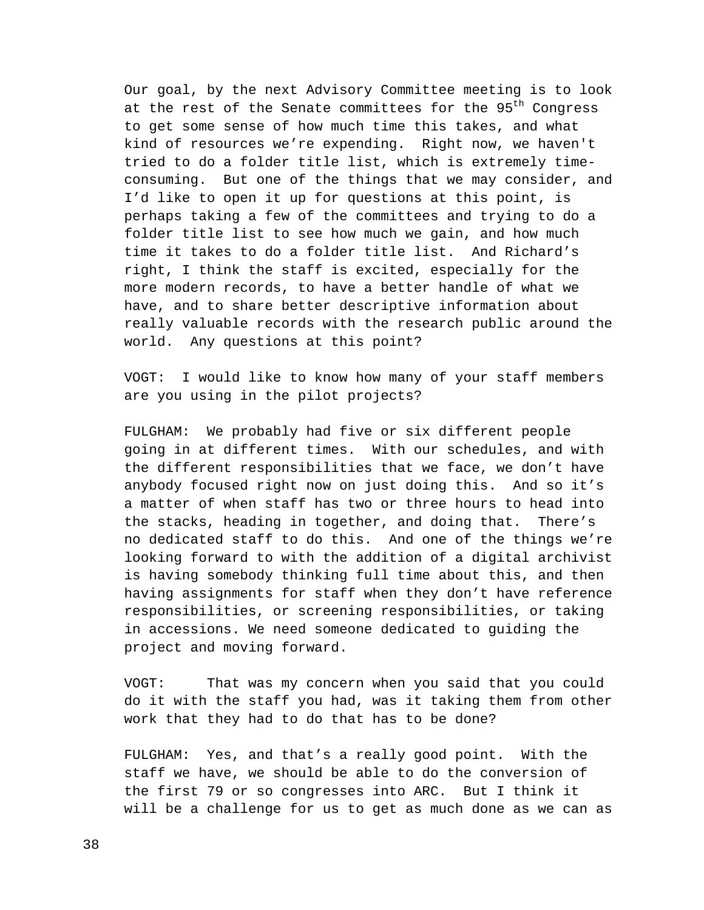Our goal, by the next Advisory Committee meeting is to look at the rest of the Senate committees for the 95$^{th}$ Congress to get some sense of how much time this takes, and what kind of resources we're expending. Right now, we haven't tried to do a folder title list, which is extremely time-consuming. But one of the things that we may consider, and I'd like to open it up for questions at this point, is perhaps taking a few of the committees and trying to do a folder title list to see how much we gain, and how much time it takes to do a folder title list. And Richard's right, I think the staff is excited, especially for the more modern records, to have a better handle of what we have, and to share better descriptive information about really valuable records with the research public around the world. Any questions at this point?

VOGT: I would like to know how many of your staff members are you using in the pilot projects?

FULGHAM: We probably had five or six different people going in at different times. With our schedules, and with the different responsibilities that we face, we don't have anybody focused right now on just doing this. And so it's a matter of when staff has two or three hours to head into the stacks, heading in together, and doing that. There's no dedicated staff to do this. And one of the things we're looking forward to with the addition of a digital archivist is having somebody thinking full time about this, and then having assignments for staff when they don't have reference responsibilities, or screening responsibilities, or taking in accessions. We need someone dedicated to guiding the project and moving forward.

VOGT: That was my concern when you said that you could do it with the staff you had, was it taking them from other work that they had to do that has to be done?

FULGHAM: Yes, and that's a really good point. With the staff we have, we should be able to do the conversion of the first 79 or so congresses into ARC. But I think it will be a challenge for us to get as much done as we can as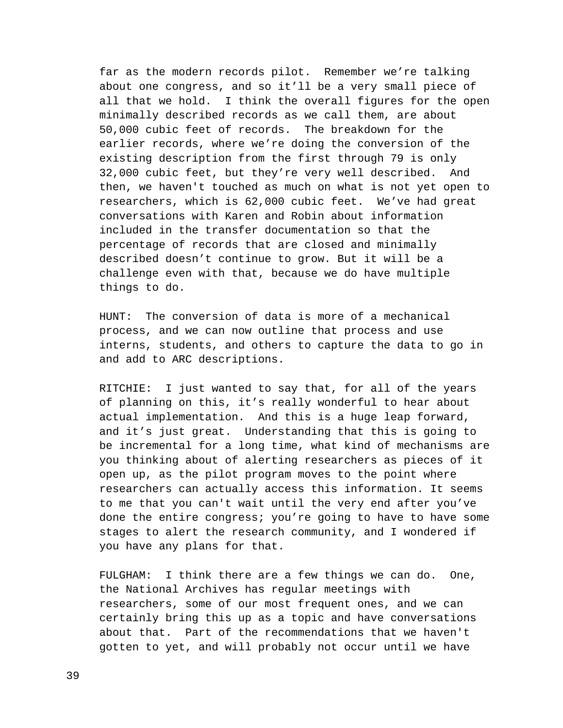far as the modern records pilot. Remember we're talking about one congress, and so it'll be a very small piece of all that we hold. I think the overall figures for the open minimally described records as we call them, are about 50,000 cubic feet of records. The breakdown for the earlier records, where we're doing the conversion of the existing description from the first through 79 is only 32,000 cubic feet, but they're very well described. And then, we haven't touched as much on what is not yet open to researchers, which is 62,000 cubic feet. We've had great conversations with Karen and Robin about information included in the transfer documentation so that the percentage of records that are closed and minimally described doesn't continue to grow. But it will be a challenge even with that, because we do have multiple things to do.

HUNT: The conversion of data is more of a mechanical process, and we can now outline that process and use interns, students, and others to capture the data to go in and add to ARC descriptions.

RITCHIE: I just wanted to say that, for all of the years of planning on this, it's really wonderful to hear about actual implementation. And this is a huge leap forward, and it's just great. Understanding that this is going to be incremental for a long time, what kind of mechanisms are you thinking about of alerting researchers as pieces of it open up, as the pilot program moves to the point where researchers can actually access this information. It seems to me that you can't wait until the very end after you've done the entire congress; you're going to have to have some stages to alert the research community, and I wondered if you have any plans for that.

FULGHAM: I think there are a few things we can do. One, the National Archives has regular meetings with researchers, some of our most frequent ones, and we can certainly bring this up as a topic and have conversations about that. Part of the recommendations that we haven't gotten to yet, and will probably not occur until we have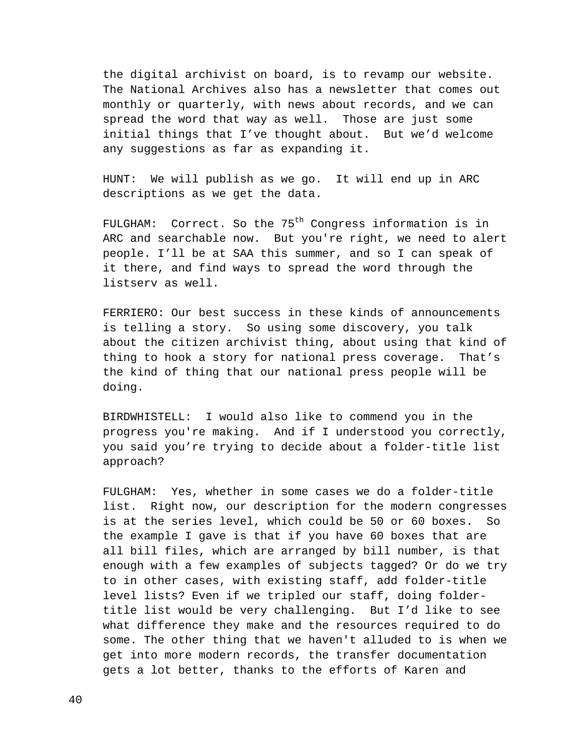the digital archivist on board, is to revamp our website. The National Archives also has a newsletter that comes out monthly or quarterly, with news about records, and we can spread the word that way as well. Those are just some initial things that I've thought about. But we'd welcome any suggestions as far as expanding it.

HUNT: We will publish as we go. It will end up in ARC descriptions as we get the data.

FULGHAM: Correct. So the 75th Congress information is in ARC and searchable now. But you're right, we need to alert people. I'll be at SAA this summer, and so I can speak of it there, and find ways to spread the word through the listserv as well.

FERRIERO: Our best success in these kinds of announcements is telling a story. So using some discovery, you talk about the citizen archivist thing, about using that kind of thing to hook a story for national press coverage. That's the kind of thing that our national press people will be doing.

BIRDWHISTELL: I would also like to commend you in the progress you're making. And if I understood you correctly, you said you're trying to decide about a folder-title list approach?

FULGHAM: Yes, whether in some cases we do a folder-title list. Right now, our description for the modern congresses is at the series level, which could be 50 or 60 boxes. So the example I gave is that if you have 60 boxes that are all bill files, which are arranged by bill number, is that enough with a few examples of subjects tagged? Or do we try to in other cases, with existing staff, add folder-title level lists? Even if we tripled our staff, doing folder-title list would be very challenging. But I'd like to see what difference they make and the resources required to do some. The other thing that we haven't alluded to is when we get into more modern records, the transfer documentation gets a lot better, thanks to the efforts of Karen and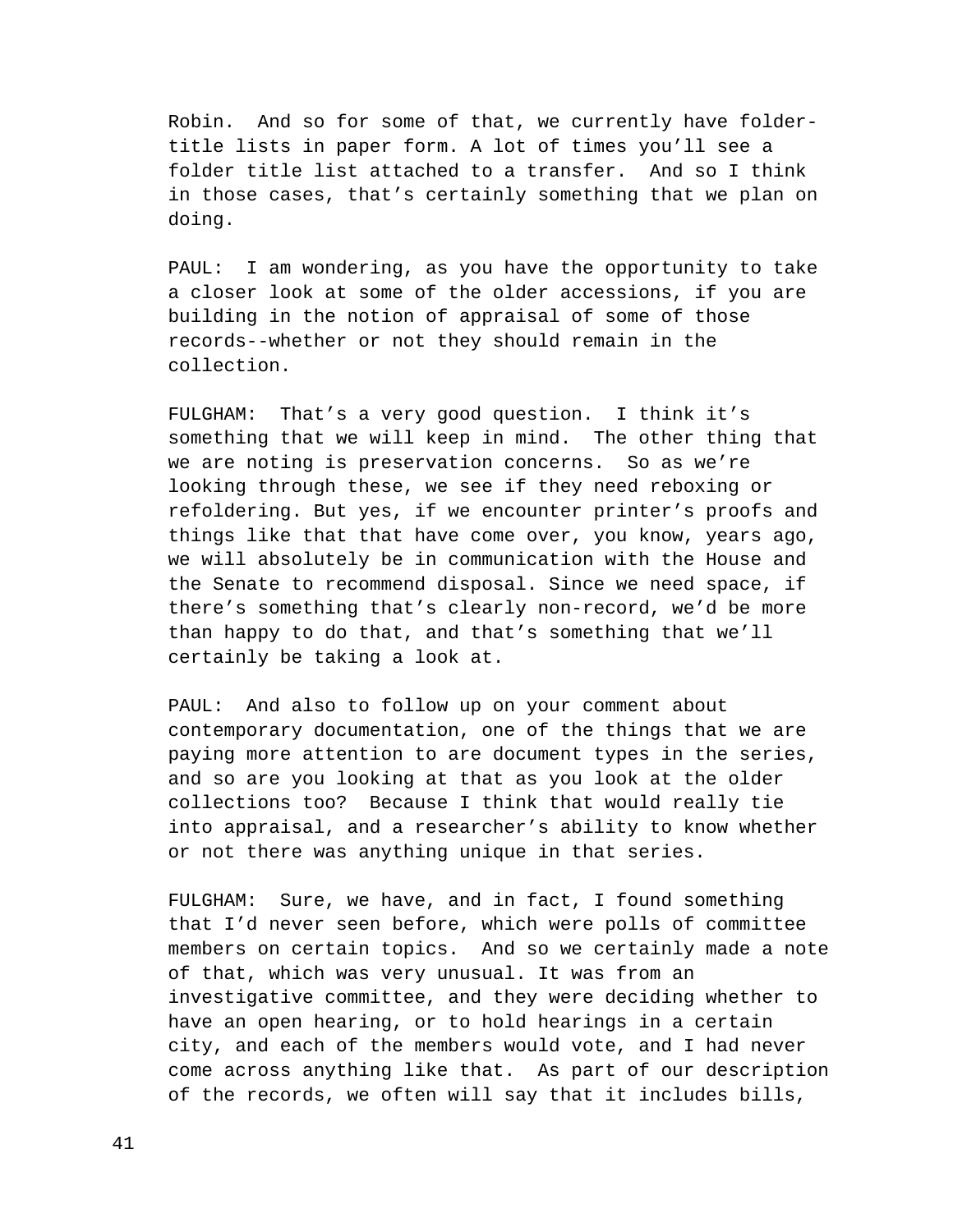Robin. And so for some of that, we currently have folder-title lists in paper form. A lot of times you'll see a folder title list attached to a transfer. And so I think in those cases, that's certainly something that we plan on doing.

PAUL: I am wondering, as you have the opportunity to take a closer look at some of the older accessions, if you are building in the notion of appraisal of some of those records--whether or not they should remain in the collection.

FULGHAM: That's a very good question. I think it's something that we will keep in mind. The other thing that we are noting is preservation concerns. So as we're looking through these, we see if they need reboxing or refoldering. But yes, if we encounter printer's proofs and things like that that have come over, you know, years ago, we will absolutely be in communication with the House and the Senate to recommend disposal. Since we need space, if there's something that's clearly non-record, we'd be more than happy to do that, and that's something that we'll certainly be taking a look at.

PAUL: And also to follow up on your comment about contemporary documentation, one of the things that we are paying more attention to are document types in the series, and so are you looking at that as you look at the older collections too? Because I think that would really tie into appraisal, and a researcher's ability to know whether or not there was anything unique in that series.

FULGHAM: Sure, we have, and in fact, I found something that I'd never seen before, which were polls of committee members on certain topics. And so we certainly made a note of that, which was very unusual. It was from an investigative committee, and they were deciding whether to have an open hearing, or to hold hearings in a certain city, and each of the members would vote, and I had never come across anything like that. As part of our description of the records, we often will say that it includes bills,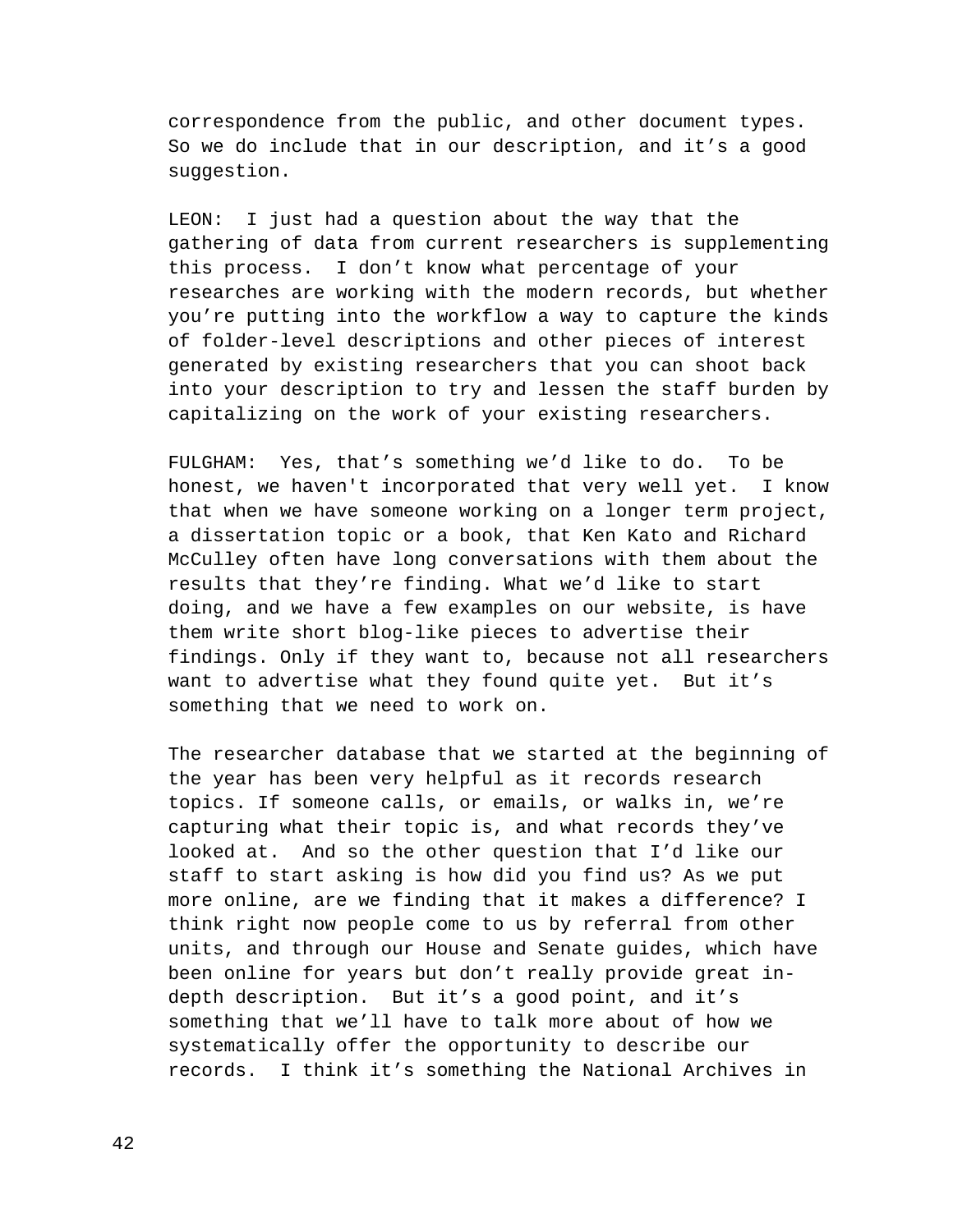correspondence from the public, and other document types. So we do include that in our description, and it's a good suggestion.

LEON: I just had a question about the way that the gathering of data from current researchers is supplementing this process. I don't know what percentage of your researches are working with the modern records, but whether you're putting into the workflow a way to capture the kinds of folder-level descriptions and other pieces of interest generated by existing researchers that you can shoot back into your description to try and lessen the staff burden by capitalizing on the work of your existing researchers.

FULGHAM: Yes, that's something we'd like to do. To be honest, we haven't incorporated that very well yet. I know that when we have someone working on a longer term project, a dissertation topic or a book, that Ken Kato and Richard McCulley often have long conversations with them about the results that they're finding. What we'd like to start doing, and we have a few examples on our website, is have them write short blog-like pieces to advertise their findings. Only if they want to, because not all researchers want to advertise what they found quite yet. But it's something that we need to work on.

The researcher database that we started at the beginning of the year has been very helpful as it records research topics. If someone calls, or emails, or walks in, we're capturing what their topic is, and what records they've looked at. And so the other question that I'd like our staff to start asking is how did you find us? As we put more online, are we finding that it makes a difference? I think right now people come to us by referral from other units, and through our House and Senate guides, which have been online for years but don't really provide great in-depth description. But it's a good point, and it's something that we'll have to talk more about of how we systematically offer the opportunity to describe our records. I think it's something the National Archives in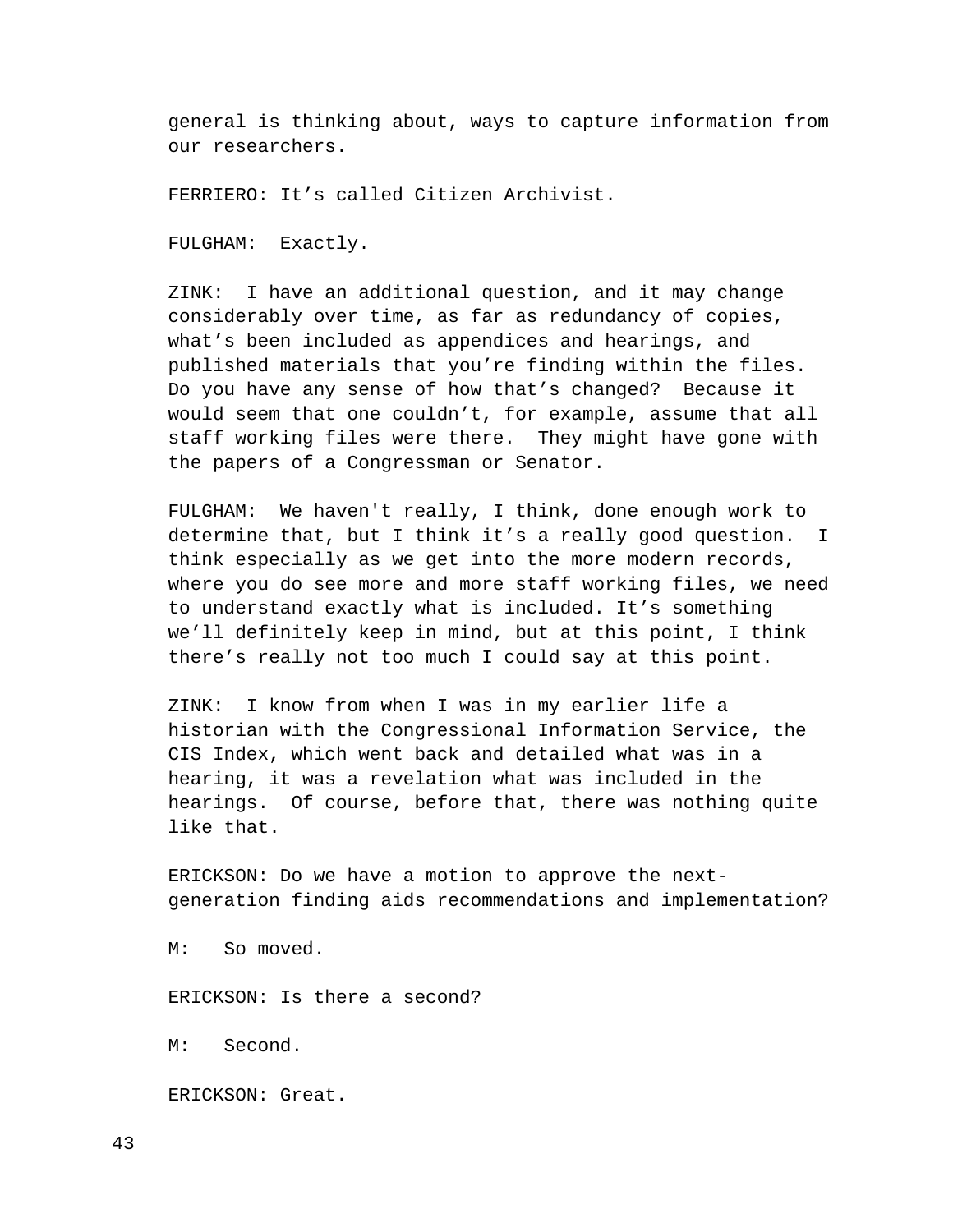general is thinking about, ways to capture information from our researchers.

FERRIERO: It's called Citizen Archivist.

FULGHAM: Exactly.

ZINK: I have an additional question, and it may change considerably over time, as far as redundancy of copies, what's been included as appendices and hearings, and published materials that you're finding within the files. Do you have any sense of how that's changed? Because it would seem that one couldn't, for example, assume that all staff working files were there. They might have gone with the papers of a Congressman or Senator.

FULGHAM: We haven't really, I think, done enough work to determine that, but I think it's a really good question. I think especially as we get into the more modern records, where you do see more and more staff working files, we need to understand exactly what is included. It's something we'll definitely keep in mind, but at this point, I think there's really not too much I could say at this point.

ZINK: I know from when I was in my earlier life a historian with the Congressional Information Service, the CIS Index, which went back and detailed what was in a hearing, it was a revelation what was included in the hearings. Of course, before that, there was nothing quite like that.

ERICKSON: Do we have a motion to approve the next-generation finding aids recommendations and implementation?

M: So moved.

ERICKSON: Is there a second?

M: Second.

ERICKSON: Great.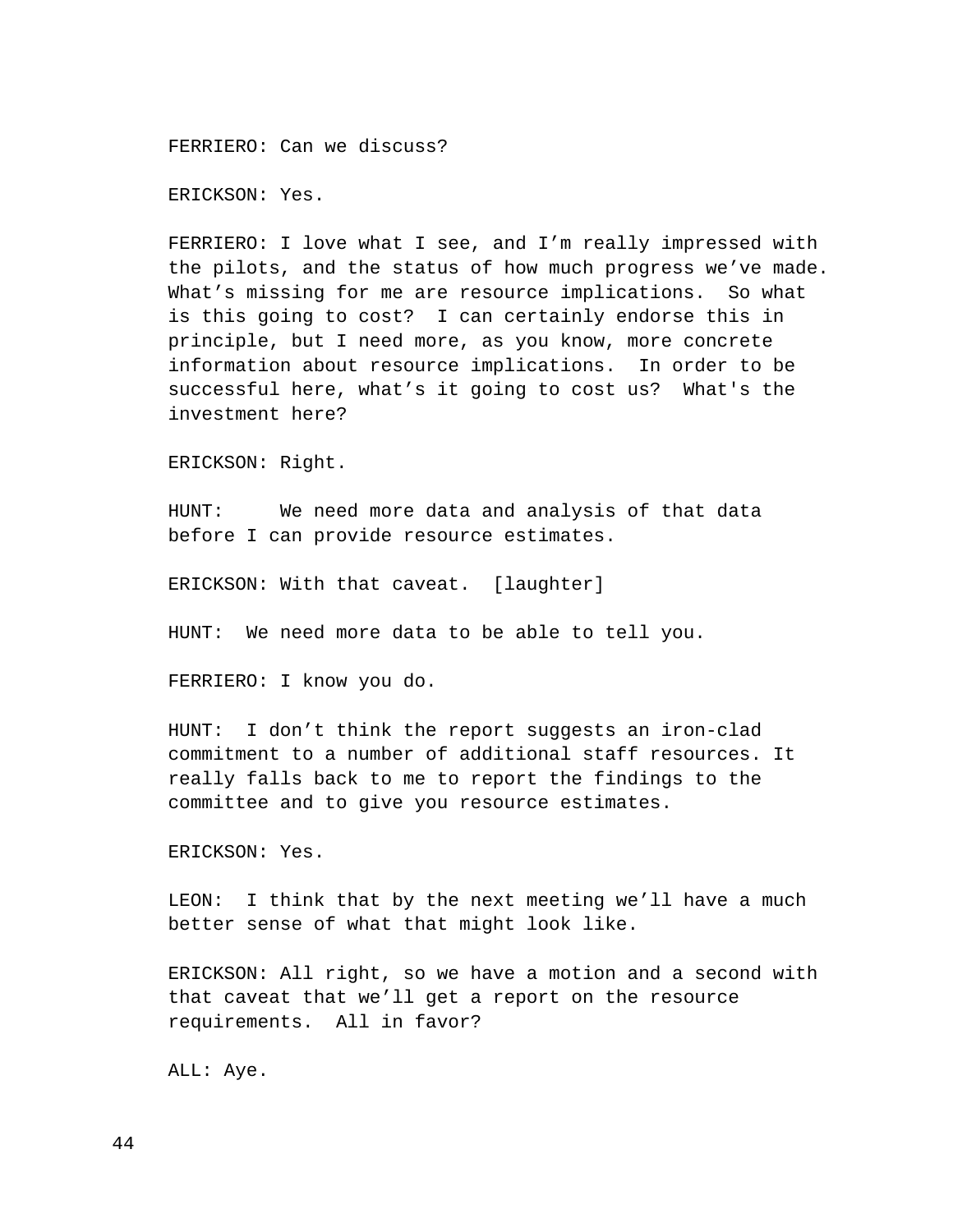FERRIERO: Can we discuss?

ERICKSON: Yes.

FERRIERO: I love what I see, and I'm really impressed with the pilots, and the status of how much progress we've made. What's missing for me are resource implications. So what is this going to cost? I can certainly endorse this in principle, but I need more, as you know, more concrete information about resource implications. In order to be successful here, what's it going to cost us? What's the investment here?

ERICKSON: Right.

HUNT: We need more data and analysis of that data before I can provide resource estimates.

ERICKSON: With that caveat. [laughter]

HUNT: We need more data to be able to tell you.

FERRIERO: I know you do.

HUNT: I don't think the report suggests an iron-clad commitment to a number of additional staff resources. It really falls back to me to report the findings to the committee and to give you resource estimates.

ERICKSON: Yes.

LEON: I think that by the next meeting we'll have a much better sense of what that might look like.

ERICKSON: All right, so we have a motion and a second with that caveat that we'll get a report on the resource requirements. All in favor?

ALL: Aye.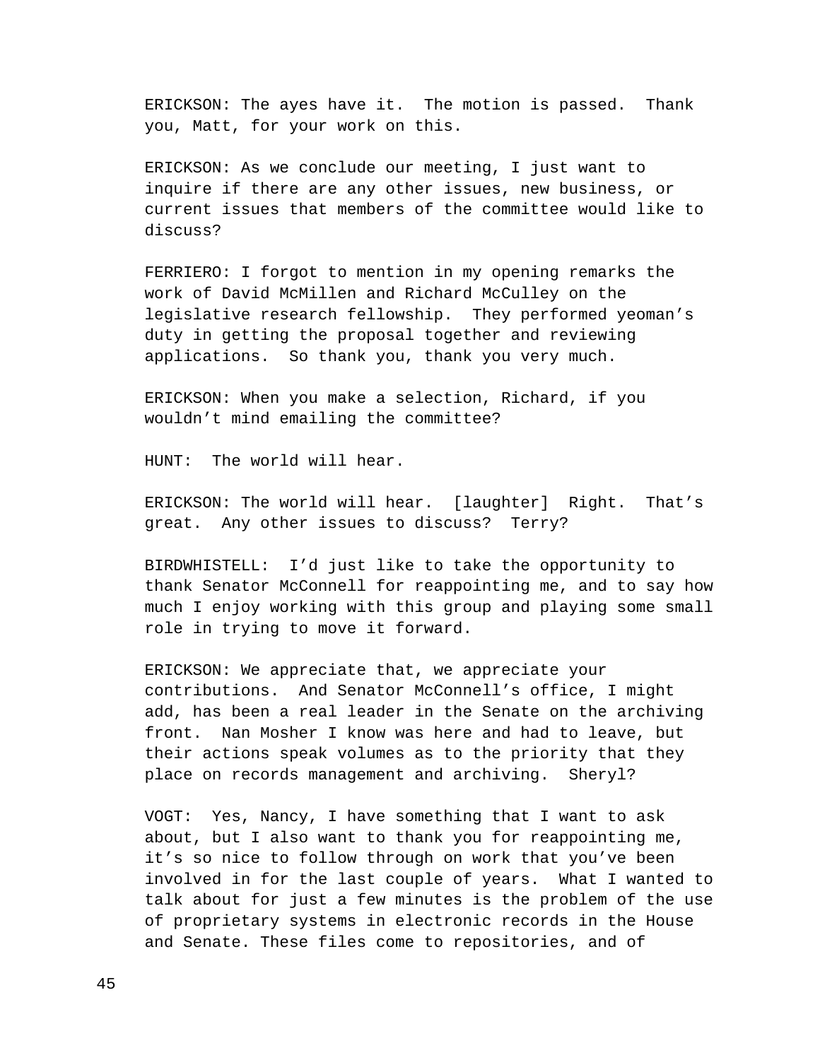ERICKSON: The ayes have it.  The motion is passed.  Thank you, Matt, for your work on this.

ERICKSON: As we conclude our meeting, I just want to inquire if there are any other issues, new business, or current issues that members of the committee would like to discuss?

FERRIERO: I forgot to mention in my opening remarks the work of David McMillen and Richard McCulley on the legislative research fellowship.  They performed yeoman's duty in getting the proposal together and reviewing applications.  So thank you, thank you very much.

ERICKSON: When you make a selection, Richard, if you wouldn't mind emailing the committee?

HUNT:  The world will hear.

ERICKSON: The world will hear.  [laughter]  Right.  That's great.  Any other issues to discuss?  Terry?

BIRDWHISTELL:  I'd just like to take the opportunity to thank Senator McConnell for reappointing me, and to say how much I enjoy working with this group and playing some small role in trying to move it forward.

ERICKSON: We appreciate that, we appreciate your contributions.  And Senator McConnell's office, I might add, has been a real leader in the Senate on the archiving front.  Nan Mosher I know was here and had to leave, but their actions speak volumes as to the priority that they place on records management and archiving.  Sheryl?

VOGT:  Yes, Nancy, I have something that I want to ask about, but I also want to thank you for reappointing me, it's so nice to follow through on work that you've been involved in for the last couple of years.  What I wanted to talk about for just a few minutes is the problem of the use of proprietary systems in electronic records in the House and Senate. These files come to repositories, and of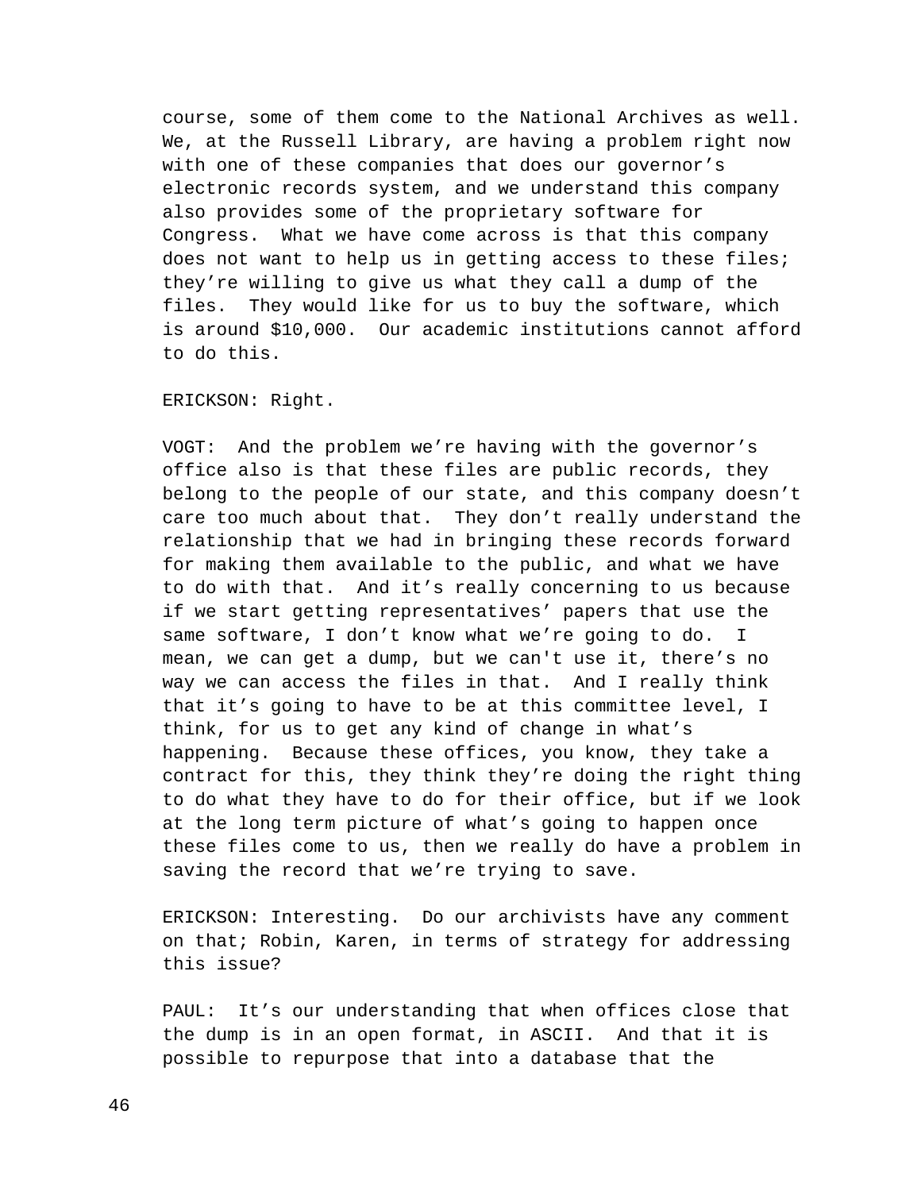course, some of them come to the National Archives as well. We, at the Russell Library, are having a problem right now with one of these companies that does our governor's electronic records system, and we understand this company also provides some of the proprietary software for Congress. What we have come across is that this company does not want to help us in getting access to these files; they're willing to give us what they call a dump of the files. They would like for us to buy the software, which is around $10,000. Our academic institutions cannot afford to do this.

ERICKSON: Right.

VOGT: And the problem we're having with the governor's office also is that these files are public records, they belong to the people of our state, and this company doesn't care too much about that. They don't really understand the relationship that we had in bringing these records forward for making them available to the public, and what we have to do with that. And it's really concerning to us because if we start getting representatives' papers that use the same software, I don't know what we're going to do. I mean, we can get a dump, but we can't use it, there's no way we can access the files in that. And I really think that it's going to have to be at this committee level, I think, for us to get any kind of change in what's happening. Because these offices, you know, they take a contract for this, they think they're doing the right thing to do what they have to do for their office, but if we look at the long term picture of what's going to happen once these files come to us, then we really do have a problem in saving the record that we're trying to save.

ERICKSON: Interesting. Do our archivists have any comment on that; Robin, Karen, in terms of strategy for addressing this issue?

PAUL: It's our understanding that when offices close that the dump is in an open format, in ASCII. And that it is possible to repurpose that into a database that the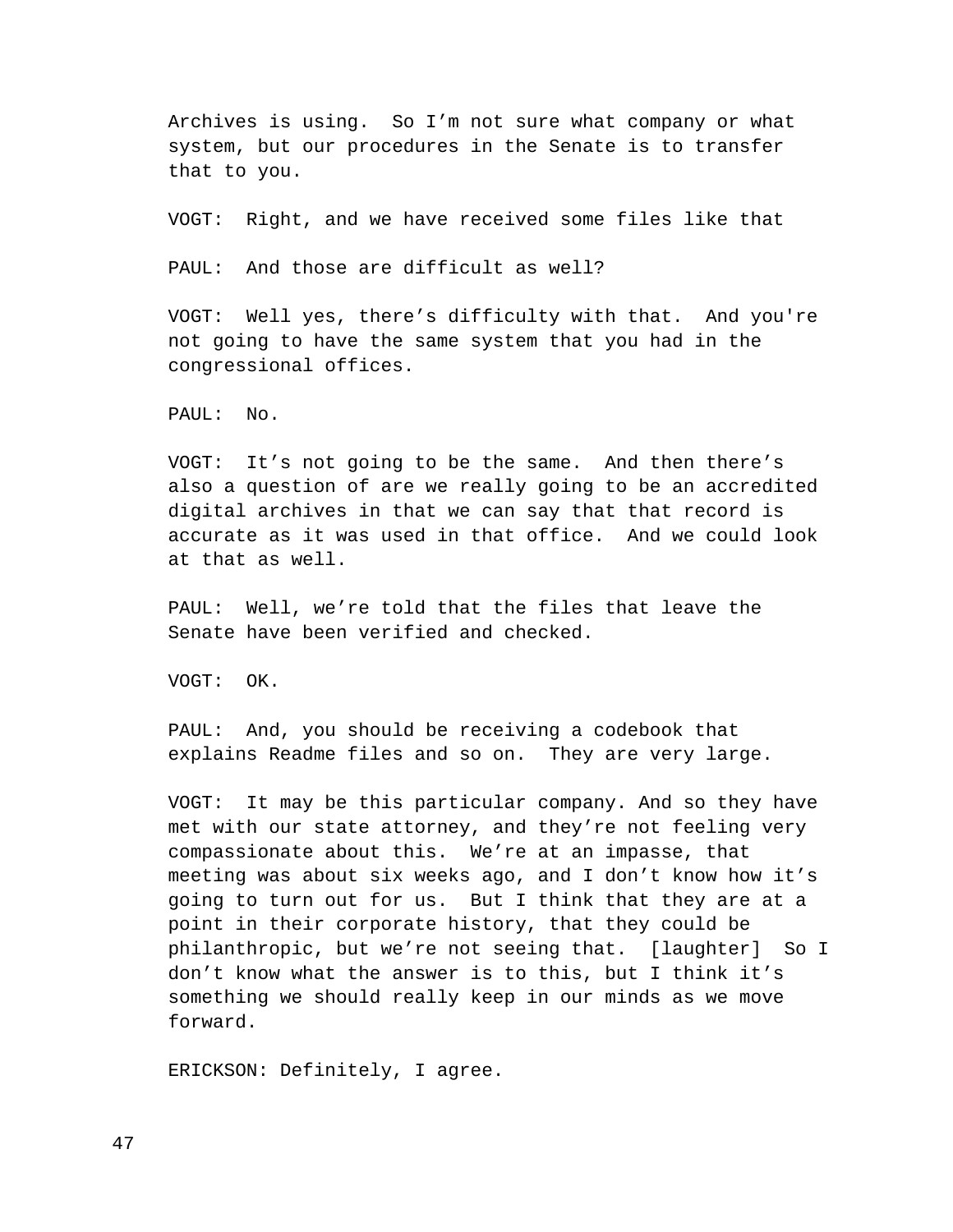Archives is using. So I’m not sure what company or what system, but our procedures in the Senate is to transfer that to you.

VOGT: Right, and we have received some files like that

PAUL: And those are difficult as well?

VOGT: Well yes, there’s difficulty with that. And you're not going to have the same system that you had in the congressional offices.

PAUL: No.

VOGT: It’s not going to be the same. And then there’s also a question of are we really going to be an accredited digital archives in that we can say that that record is accurate as it was used in that office. And we could look at that as well.

PAUL: Well, we’re told that the files that leave the Senate have been verified and checked.

VOGT: OK.

PAUL: And, you should be receiving a codebook that explains Readme files and so on. They are very large.

VOGT: It may be this particular company. And so they have met with our state attorney, and they’re not feeling very compassionate about this. We’re at an impasse, that meeting was about six weeks ago, and I don’t know how it’s going to turn out for us. But I think that they are at a point in their corporate history, that they could be philanthropic, but we’re not seeing that. [laughter] So I don’t know what the answer is to this, but I think it’s something we should really keep in our minds as we move forward.

ERICKSON: Definitely, I agree.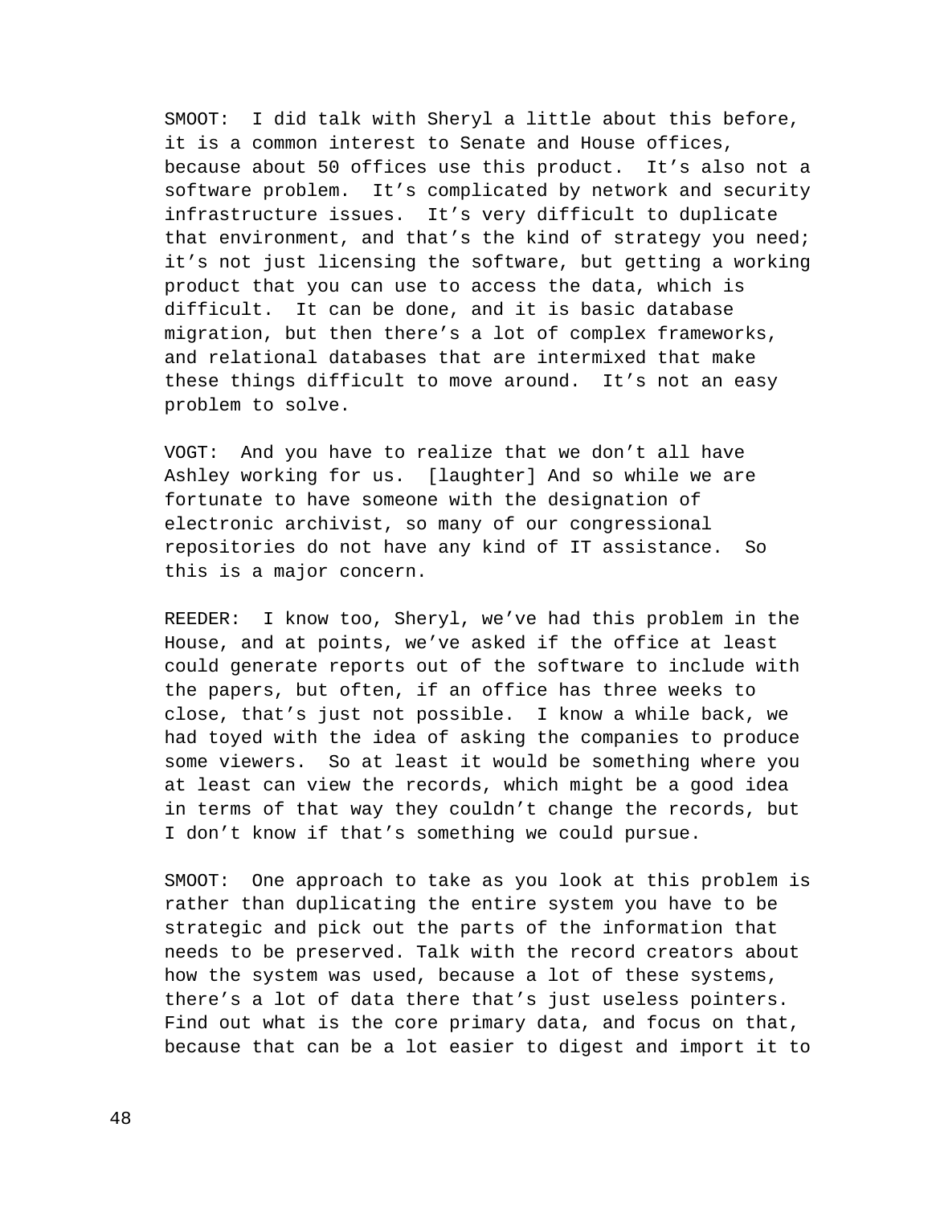SMOOT: I did talk with Sheryl a little about this before, it is a common interest to Senate and House offices, because about 50 offices use this product. It's also not a software problem. It's complicated by network and security infrastructure issues. It's very difficult to duplicate that environment, and that's the kind of strategy you need; it's not just licensing the software, but getting a working product that you can use to access the data, which is difficult. It can be done, and it is basic database migration, but then there's a lot of complex frameworks, and relational databases that are intermixed that make these things difficult to move around. It's not an easy problem to solve.

VOGT: And you have to realize that we don't all have Ashley working for us. [laughter] And so while we are fortunate to have someone with the designation of electronic archivist, so many of our congressional repositories do not have any kind of IT assistance. So this is a major concern.

REEDER: I know too, Sheryl, we've had this problem in the House, and at points, we've asked if the office at least could generate reports out of the software to include with the papers, but often, if an office has three weeks to close, that's just not possible. I know a while back, we had toyed with the idea of asking the companies to produce some viewers. So at least it would be something where you at least can view the records, which might be a good idea in terms of that way they couldn't change the records, but I don't know if that's something we could pursue.

SMOOT: One approach to take as you look at this problem is rather than duplicating the entire system you have to be strategic and pick out the parts of the information that needs to be preserved. Talk with the record creators about how the system was used, because a lot of these systems, there's a lot of data there that's just useless pointers. Find out what is the core primary data, and focus on that, because that can be a lot easier to digest and import it to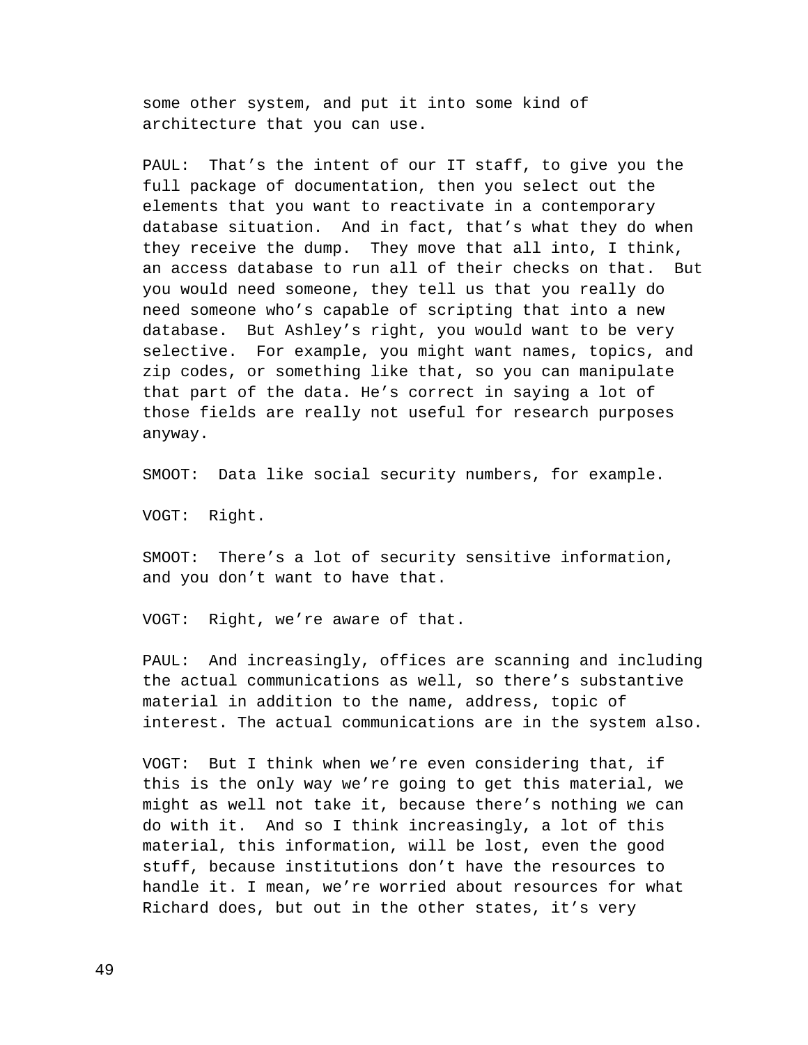some other system, and put it into some kind of architecture that you can use.

PAUL: That’s the intent of our IT staff, to give you the full package of documentation, then you select out the elements that you want to reactivate in a contemporary database situation. And in fact, that’s what they do when they receive the dump. They move that all into, I think, an access database to run all of their checks on that. But you would need someone, they tell us that you really do need someone who’s capable of scripting that into a new database. But Ashley’s right, you would want to be very selective. For example, you might want names, topics, and zip codes, or something like that, so you can manipulate that part of the data. He’s correct in saying a lot of those fields are really not useful for research purposes anyway.

SMOOT: Data like social security numbers, for example.

VOGT: Right.

SMOOT: There’s a lot of security sensitive information, and you don’t want to have that.

VOGT: Right, we’re aware of that.

PAUL: And increasingly, offices are scanning and including the actual communications as well, so there’s substantive material in addition to the name, address, topic of interest. The actual communications are in the system also.

VOGT: But I think when we’re even considering that, if this is the only way we’re going to get this material, we might as well not take it, because there’s nothing we can do with it. And so I think increasingly, a lot of this material, this information, will be lost, even the good stuff, because institutions don’t have the resources to handle it. I mean, we’re worried about resources for what Richard does, but out in the other states, it’s very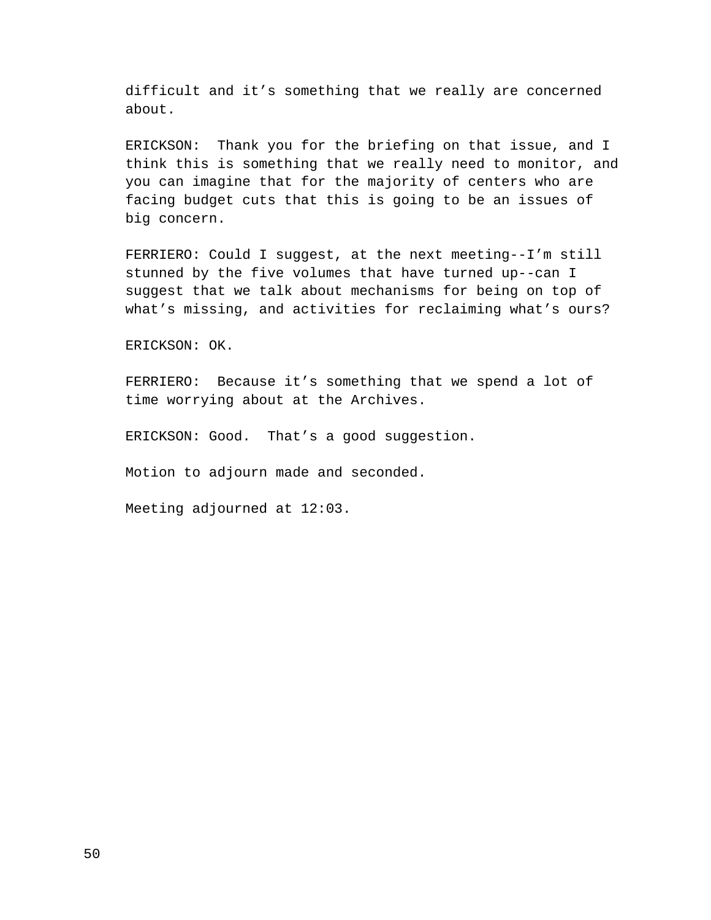difficult and it's something that we really are concerned about.

ERICKSON: Thank you for the briefing on that issue, and I think this is something that we really need to monitor, and you can imagine that for the majority of centers who are facing budget cuts that this is going to be an issues of big concern.

FERRIERO: Could I suggest, at the next meeting--I'm still stunned by the five volumes that have turned up--can I suggest that we talk about mechanisms for being on top of what's missing, and activities for reclaiming what's ours?

ERICKSON: OK.

FERRIERO: Because it's something that we spend a lot of time worrying about at the Archives.

ERICKSON: Good. That's a good suggestion.

Motion to adjourn made and seconded.

Meeting adjourned at 12:03.